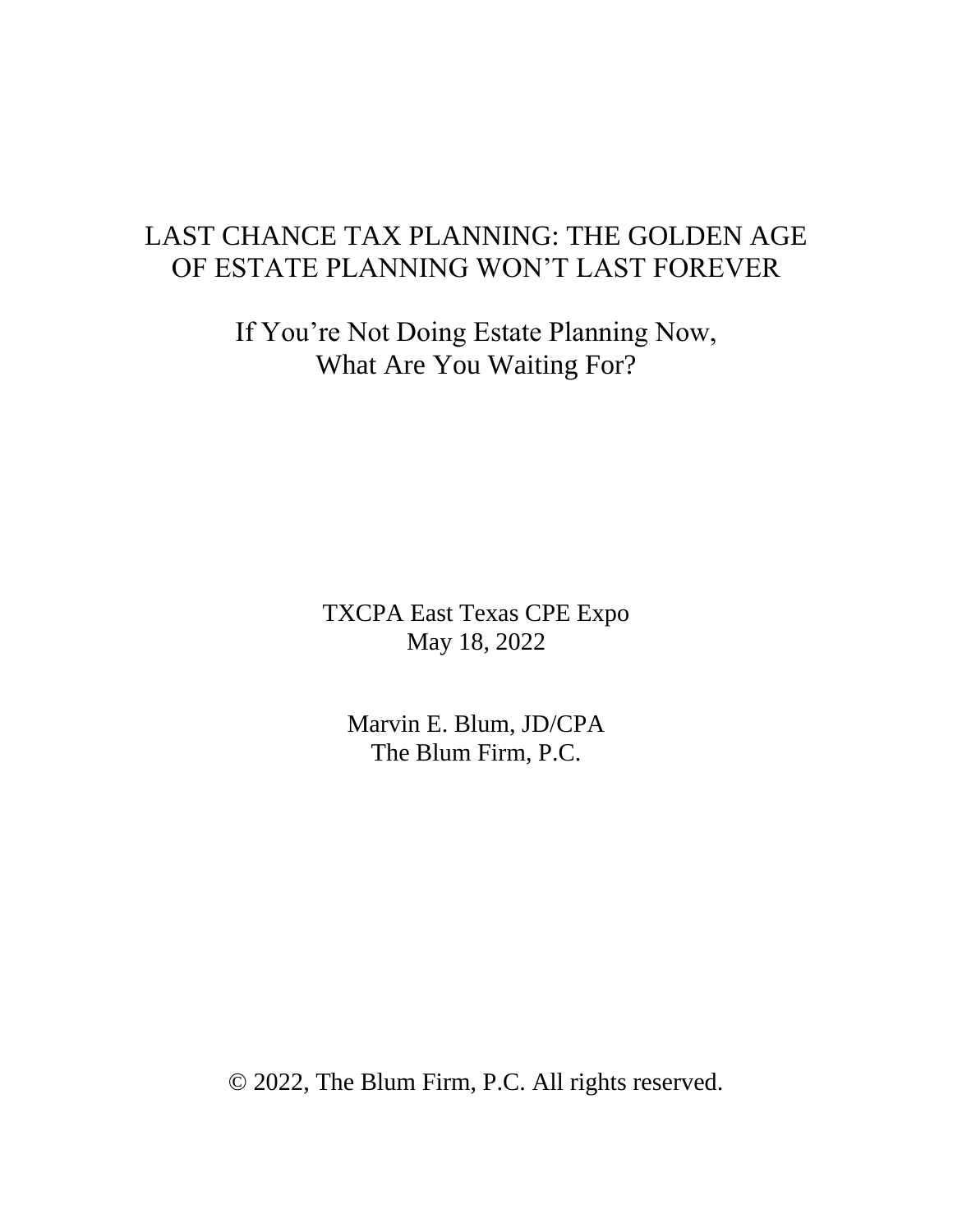# LAST CHANCE TAX PLANNING: THE GOLDEN AGE OF ESTATE PLANNING WON'T LAST FOREVER

## If You're Not Doing Estate Planning Now, What Are You Waiting For?

TXCPA East Texas CPE Expo
May 18, 2022

Marvin E. Blum, JD/CPA
The Blum Firm, P.C.

© 2022, The Blum Firm, P.C. All rights reserved.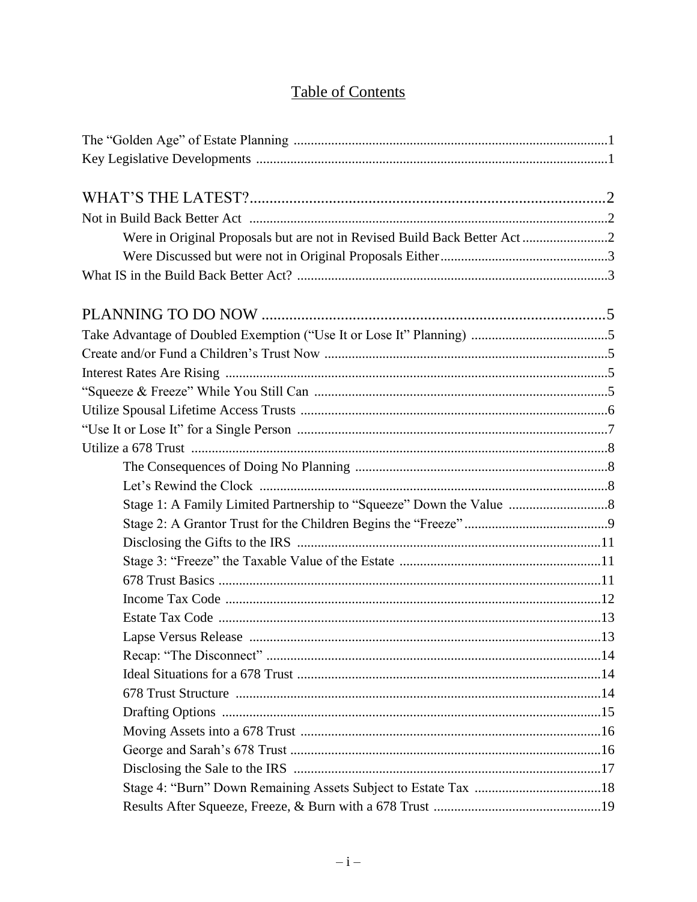# Table of Contents

The "Golden Age" of Estate Planning ..........1
Key Legislative Developments ..........1

## WHAT'S THE LATEST? ..........2

Not in Build Back Better Act ..........2
- Were in Original Proposals but are not in Revised Build Back Better Act ..........2
- Were Discussed but were not in Original Proposals Either ..........3

What IS in the Build Back Better Act? ..........3

## PLANNING TO DO NOW ..........5

Take Advantage of Doubled Exemption ("Use It or Lose It" Planning) ..........5
Create and/or Fund a Children's Trust Now ..........5
Interest Rates Are Rising ..........5
"Squeeze & Freeze" While You Still Can ..........5
Utilize Spousal Lifetime Access Trusts ..........6
"Use It or Lose It" for a Single Person ..........7
Utilize a 678 Trust ..........8
- The Consequences of Doing No Planning ..........8
- Let's Rewind the Clock ..........8
- Stage 1: A Family Limited Partnership to "Squeeze" Down the Value ..........8
- Stage 2: A Grantor Trust for the Children Begins the "Freeze" ..........9
- Disclosing the Gifts to the IRS ..........11
- Stage 3: "Freeze" the Taxable Value of the Estate ..........11
- 678 Trust Basics ..........11
- Income Tax Code ..........12
- Estate Tax Code ..........13
- Lapse Versus Release ..........13
- Recap: "The Disconnect" ..........14
- Ideal Situations for a 678 Trust ..........14
- 678 Trust Structure ..........14
- Drafting Options ..........15
- Moving Assets into a 678 Trust ..........16
- George and Sarah's 678 Trust ..........16
- Disclosing the Sale to the IRS ..........17
- Stage 4: "Burn" Down Remaining Assets Subject to Estate Tax ..........18
- Results After Squeeze, Freeze, & Burn with a 678 Trust ..........19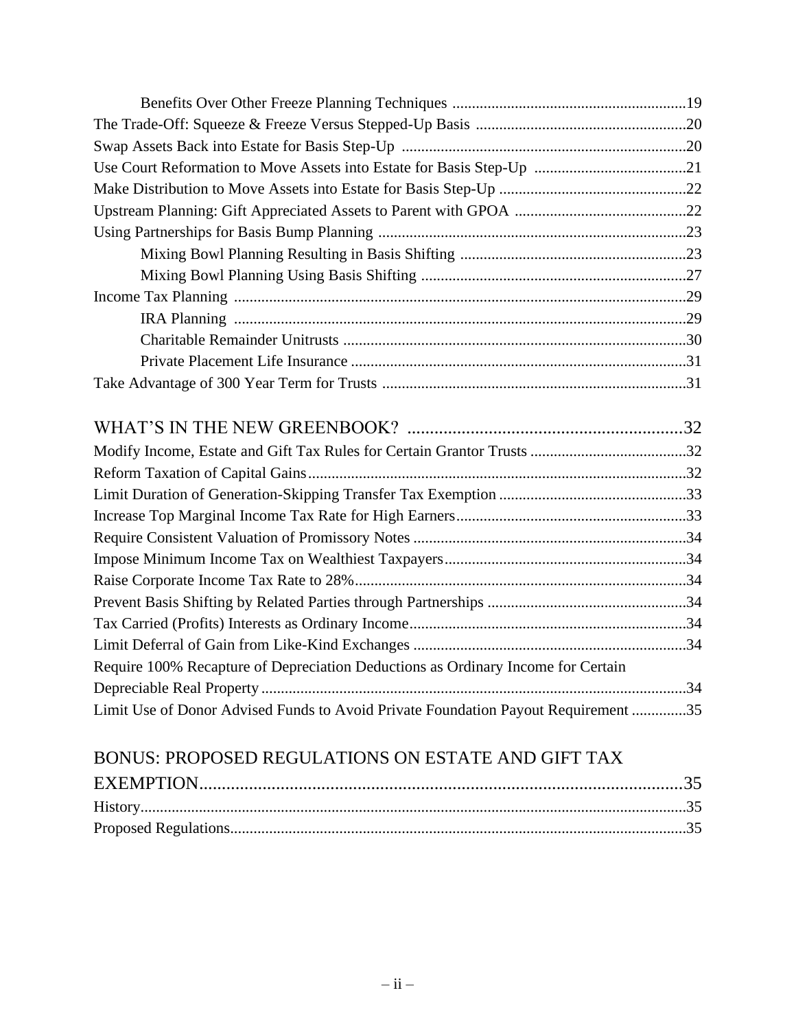Benefits Over Other Freeze Planning Techniques ..........19

The Trade-Off: Squeeze & Freeze Versus Stepped-Up Basis ..........20

Swap Assets Back into Estate for Basis Step-Up ..........20

Use Court Reformation to Move Assets into Estate for Basis Step-Up ..........21

Make Distribution to Move Assets into Estate for Basis Step-Up ..........22

Upstream Planning: Gift Appreciated Assets to Parent with GPOA ..........22

Using Partnerships for Basis Bump Planning ..........23

Mixing Bowl Planning Resulting in Basis Shifting ..........23

Mixing Bowl Planning Using Basis Shifting ..........27

Income Tax Planning ..........29

IRA Planning ..........29

Charitable Remainder Unitrusts ..........30

Private Placement Life Insurance ..........31

Take Advantage of 300 Year Term for Trusts ..........31

WHAT'S IN THE NEW GREENBOOK? ..........32

Modify Income, Estate and Gift Tax Rules for Certain Grantor Trusts ..........32

Reform Taxation of Capital Gains ..........32

Limit Duration of Generation-Skipping Transfer Tax Exemption ..........33

Increase Top Marginal Income Tax Rate for High Earners ..........33

Require Consistent Valuation of Promissory Notes ..........34

Impose Minimum Income Tax on Wealthiest Taxpayers ..........34

Raise Corporate Income Tax Rate to 28% ..........34

Prevent Basis Shifting by Related Parties through Partnerships ..........34

Tax Carried (Profits) Interests as Ordinary Income ..........34

Limit Deferral of Gain from Like-Kind Exchanges ..........34

Require 100% Recapture of Depreciation Deductions as Ordinary Income for Certain Depreciable Real Property ..........34

Limit Use of Donor Advised Funds to Avoid Private Foundation Payout Requirement ..........35

BONUS: PROPOSED REGULATIONS ON ESTATE AND GIFT TAX EXEMPTION ..........35

History ..........35

Proposed Regulations ..........35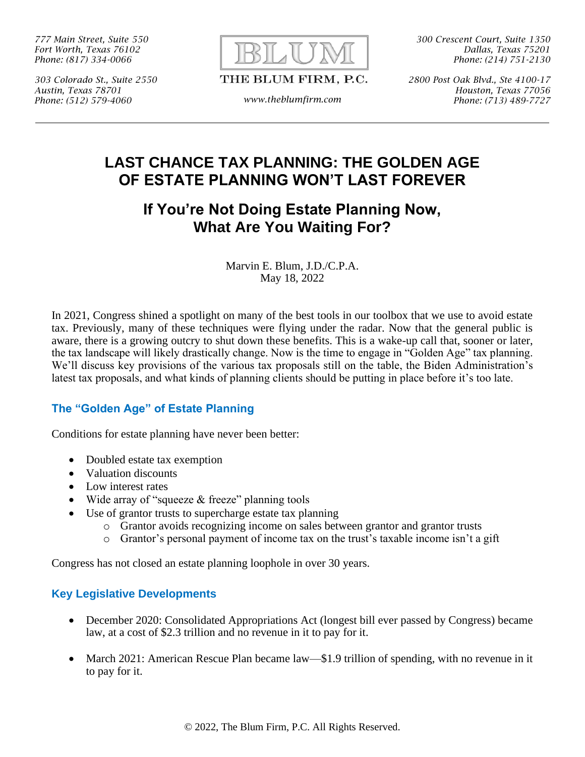777 Main Street, Suite 550
Fort Worth, Texas 76102
Phone: (817) 334-0066

303 Colorado St., Suite 2550
Austin, Texas 78701
Phone: (512) 579-4060

BLUM
THE BLUM FIRM, P.C.
www.theblumfirm.com

300 Crescent Court, Suite 1350
Dallas, Texas 75201
Phone: (214) 751-2130

2800 Post Oak Blvd., Ste 4100-17
Houston, Texas 77056
Phone: (713) 489-7727

---

# LAST CHANCE TAX PLANNING: THE GOLDEN AGE OF ESTATE PLANNING WON'T LAST FOREVER

## If You're Not Doing Estate Planning Now, What Are You Waiting For?

Marvin E. Blum, J.D./C.P.A.
May 18, 2022

In 2021, Congress shined a spotlight on many of the best tools in our toolbox that we use to avoid estate tax. Previously, many of these techniques were flying under the radar. Now that the general public is aware, there is a growing outcry to shut down these benefits. This is a wake-up call that, sooner or later, the tax landscape will likely drastically change. Now is the time to engage in "Golden Age" tax planning. We'll discuss key provisions of the various tax proposals still on the table, the Biden Administration's latest tax proposals, and what kinds of planning clients should be putting in place before it's too late.

### The "Golden Age" of Estate Planning

Conditions for estate planning have never been better:

- Doubled estate tax exemption
- Valuation discounts
- Low interest rates
- Wide array of "squeeze & freeze" planning tools
- Use of grantor trusts to supercharge estate tax planning
  - Grantor avoids recognizing income on sales between grantor and grantor trusts
  - Grantor's personal payment of income tax on the trust's taxable income isn't a gift

Congress has not closed an estate planning loophole in over 30 years.

### Key Legislative Developments

- December 2020: Consolidated Appropriations Act (longest bill ever passed by Congress) became law, at a cost of $2.3 trillion and no revenue in it to pay for it.

- March 2021: American Rescue Plan became law—$1.9 trillion of spending, with no revenue in it to pay for it.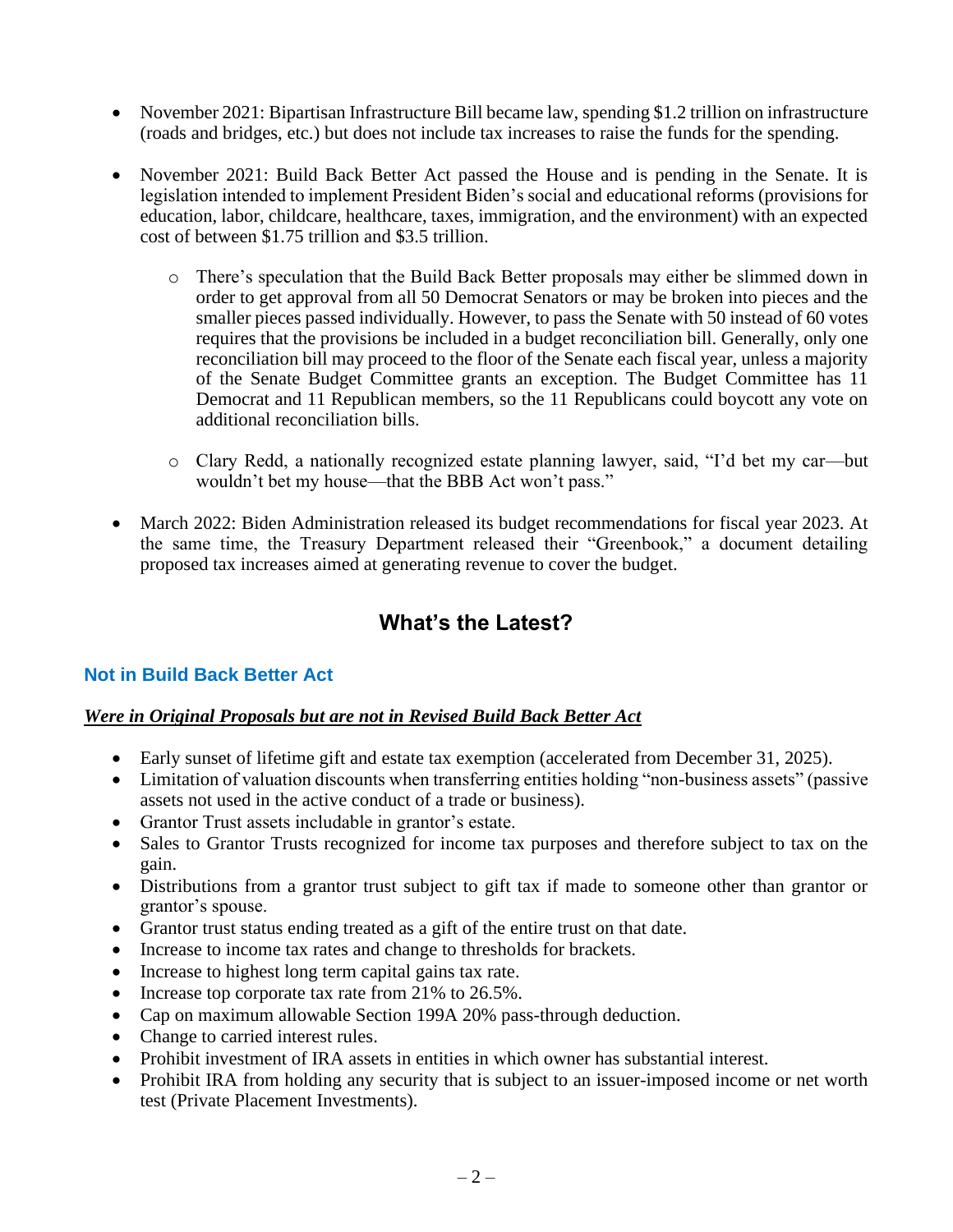- November 2021: Bipartisan Infrastructure Bill became law, spending $1.2 trillion on infrastructure (roads and bridges, etc.) but does not include tax increases to raise the funds for the spending.

- November 2021: Build Back Better Act passed the House and is pending in the Senate. It is legislation intended to implement President Biden's social and educational reforms (provisions for education, labor, childcare, healthcare, taxes, immigration, and the environment) with an expected cost of between $1.75 trillion and $3.5 trillion.

    - There's speculation that the Build Back Better proposals may either be slimmed down in order to get approval from all 50 Democrat Senators or may be broken into pieces and the smaller pieces passed individually. However, to pass the Senate with 50 instead of 60 votes requires that the provisions be included in a budget reconciliation bill. Generally, only one reconciliation bill may proceed to the floor of the Senate each fiscal year, unless a majority of the Senate Budget Committee grants an exception. The Budget Committee has 11 Democrat and 11 Republican members, so the 11 Republicans could boycott any vote on additional reconciliation bills.

    - Clary Redd, a nationally recognized estate planning lawyer, said, "I'd bet my car—but wouldn't bet my house—that the BBB Act won't pass."

- March 2022: Biden Administration released its budget recommendations for fiscal year 2023. At the same time, the Treasury Department released their "Greenbook," a document detailing proposed tax increases aimed at generating revenue to cover the budget.

## What's the Latest?

### Not in Build Back Better Act

***Were in Original Proposals but are not in Revised Build Back Better Act***

- Early sunset of lifetime gift and estate tax exemption (accelerated from December 31, 2025).
- Limitation of valuation discounts when transferring entities holding "non-business assets" (passive assets not used in the active conduct of a trade or business).
- Grantor Trust assets includable in grantor's estate.
- Sales to Grantor Trusts recognized for income tax purposes and therefore subject to tax on the gain.
- Distributions from a grantor trust subject to gift tax if made to someone other than grantor or grantor's spouse.
- Grantor trust status ending treated as a gift of the entire trust on that date.
- Increase to income tax rates and change to thresholds for brackets.
- Increase to highest long term capital gains tax rate.
- Increase top corporate tax rate from 21% to 26.5%.
- Cap on maximum allowable Section 199A 20% pass-through deduction.
- Change to carried interest rules.
- Prohibit investment of IRA assets in entities in which owner has substantial interest.
- Prohibit IRA from holding any security that is subject to an issuer-imposed income or net worth test (Private Placement Investments).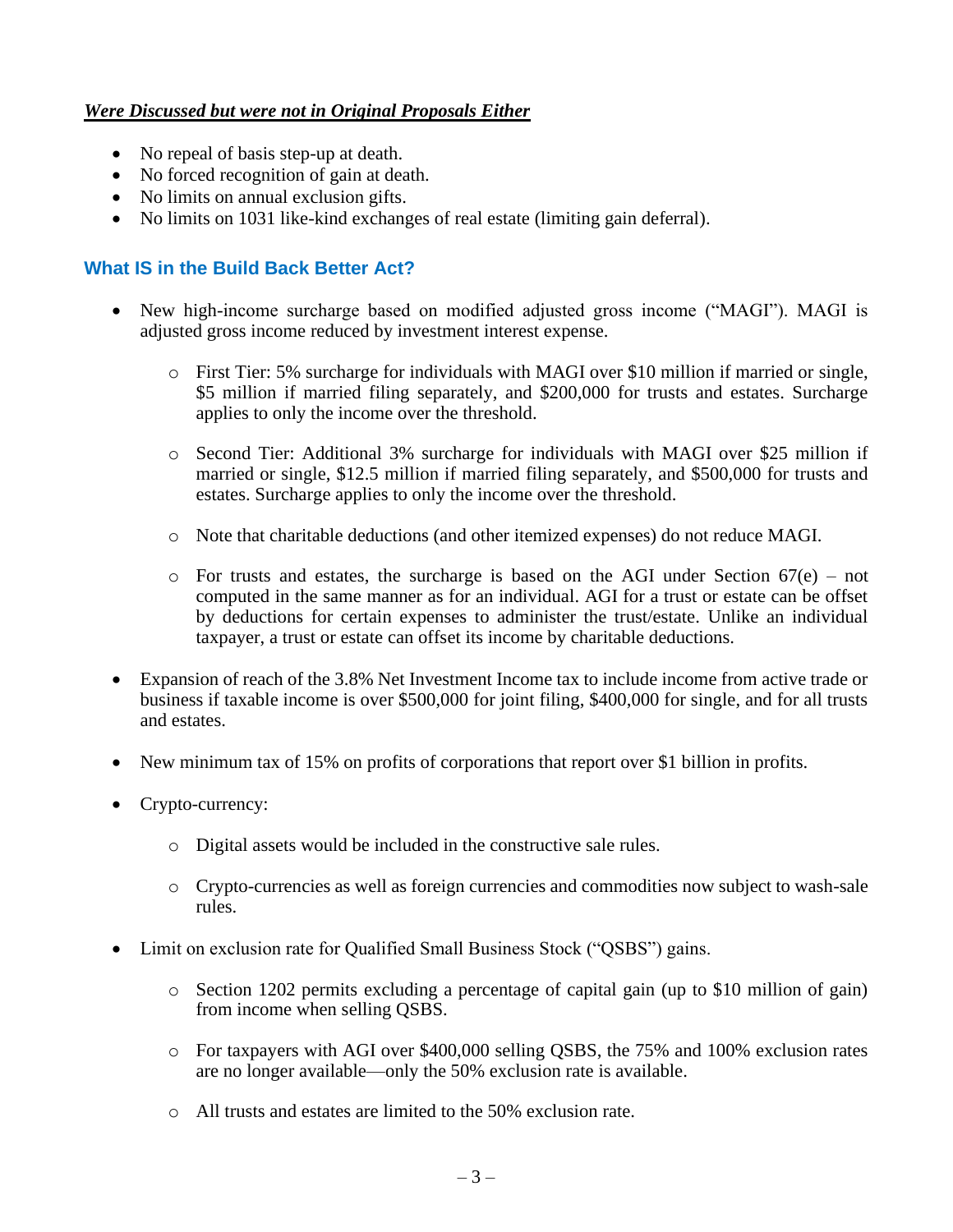***Were Discussed but were not in Original Proposals Either***

- No repeal of basis step-up at death.
- No forced recognition of gain at death.
- No limits on annual exclusion gifts.
- No limits on 1031 like-kind exchanges of real estate (limiting gain deferral).

## What IS in the Build Back Better Act?

- New high-income surcharge based on modified adjusted gross income ("MAGI"). MAGI is adjusted gross income reduced by investment interest expense.
  - First Tier: 5% surcharge for individuals with MAGI over $10 million if married or single, $5 million if married filing separately, and $200,000 for trusts and estates. Surcharge applies to only the income over the threshold.
  - Second Tier: Additional 3% surcharge for individuals with MAGI over $25 million if married or single, $12.5 million if married filing separately, and $500,000 for trusts and estates. Surcharge applies to only the income over the threshold.
  - Note that charitable deductions (and other itemized expenses) do not reduce MAGI.
  - For trusts and estates, the surcharge is based on the AGI under Section 67(e) – not computed in the same manner as for an individual. AGI for a trust or estate can be offset by deductions for certain expenses to administer the trust/estate. Unlike an individual taxpayer, a trust or estate can offset its income by charitable deductions.
- Expansion of reach of the 3.8% Net Investment Income tax to include income from active trade or business if taxable income is over $500,000 for joint filing, $400,000 for single, and for all trusts and estates.
- New minimum tax of 15% on profits of corporations that report over $1 billion in profits.
- Crypto-currency:
  - Digital assets would be included in the constructive sale rules.
  - Crypto-currencies as well as foreign currencies and commodities now subject to wash-sale rules.
- Limit on exclusion rate for Qualified Small Business Stock ("QSBS") gains.
  - Section 1202 permits excluding a percentage of capital gain (up to $10 million of gain) from income when selling QSBS.
  - For taxpayers with AGI over $400,000 selling QSBS, the 75% and 100% exclusion rates are no longer available—only the 50% exclusion rate is available.
  - All trusts and estates are limited to the 50% exclusion rate.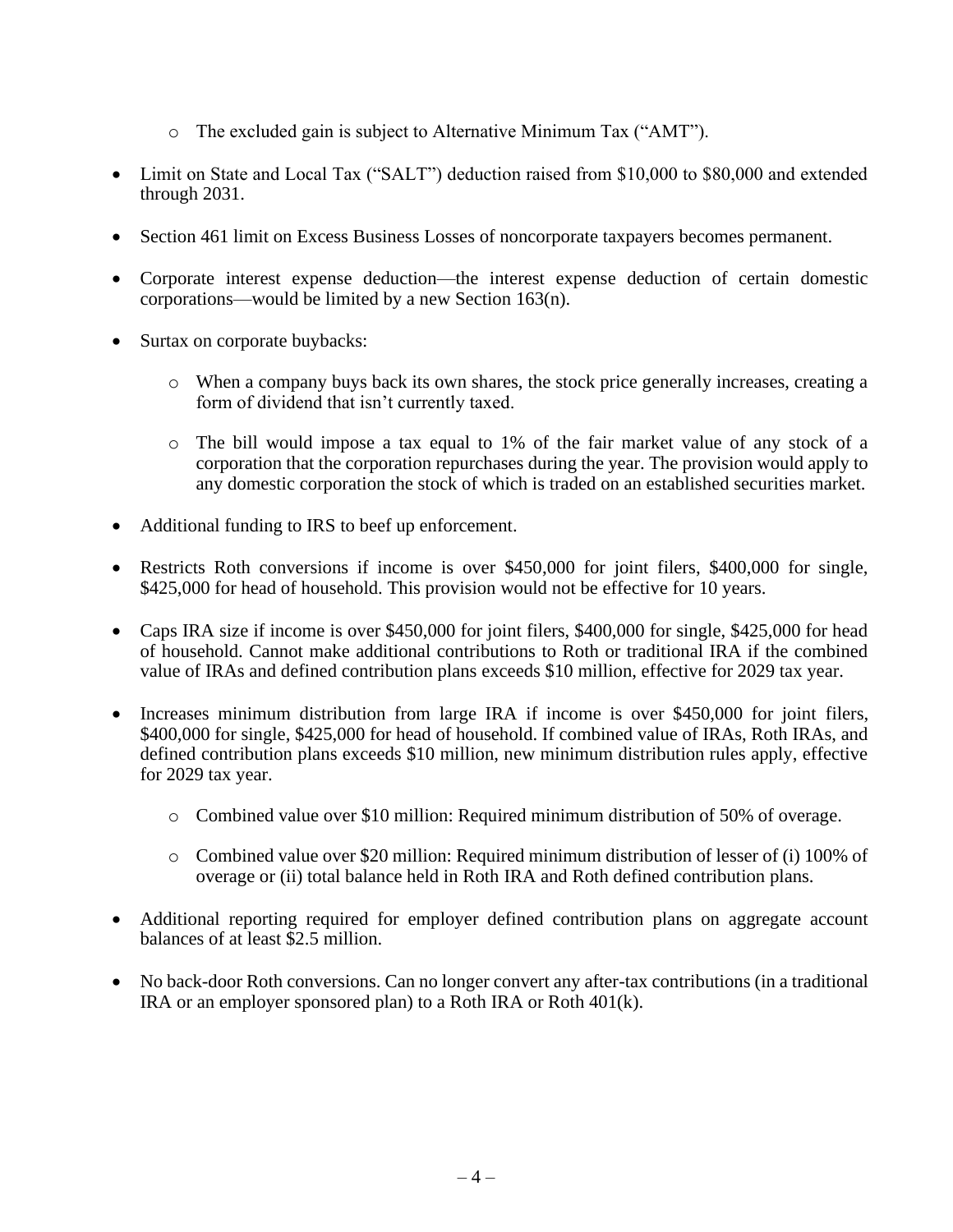- The excluded gain is subject to Alternative Minimum Tax ("AMT").

- Limit on State and Local Tax ("SALT") deduction raised from $10,000 to $80,000 and extended through 2031.

- Section 461 limit on Excess Business Losses of noncorporate taxpayers becomes permanent.

- Corporate interest expense deduction—the interest expense deduction of certain domestic corporations—would be limited by a new Section 163(n).

- Surtax on corporate buybacks:

  - When a company buys back its own shares, the stock price generally increases, creating a form of dividend that isn't currently taxed.

  - The bill would impose a tax equal to 1% of the fair market value of any stock of a corporation that the corporation repurchases during the year. The provision would apply to any domestic corporation the stock of which is traded on an established securities market.

- Additional funding to IRS to beef up enforcement.

- Restricts Roth conversions if income is over $450,000 for joint filers, $400,000 for single, $425,000 for head of household. This provision would not be effective for 10 years.

- Caps IRA size if income is over $450,000 for joint filers, $400,000 for single, $425,000 for head of household. Cannot make additional contributions to Roth or traditional IRA if the combined value of IRAs and defined contribution plans exceeds $10 million, effective for 2029 tax year.

- Increases minimum distribution from large IRA if income is over $450,000 for joint filers, $400,000 for single, $425,000 for head of household. If combined value of IRAs, Roth IRAs, and defined contribution plans exceeds $10 million, new minimum distribution rules apply, effective for 2029 tax year.

  - Combined value over $10 million: Required minimum distribution of 50% of overage.

  - Combined value over $20 million: Required minimum distribution of lesser of (i) 100% of overage or (ii) total balance held in Roth IRA and Roth defined contribution plans.

- Additional reporting required for employer defined contribution plans on aggregate account balances of at least $2.5 million.

- No back-door Roth conversions. Can no longer convert any after-tax contributions (in a traditional IRA or an employer sponsored plan) to a Roth IRA or Roth 401(k).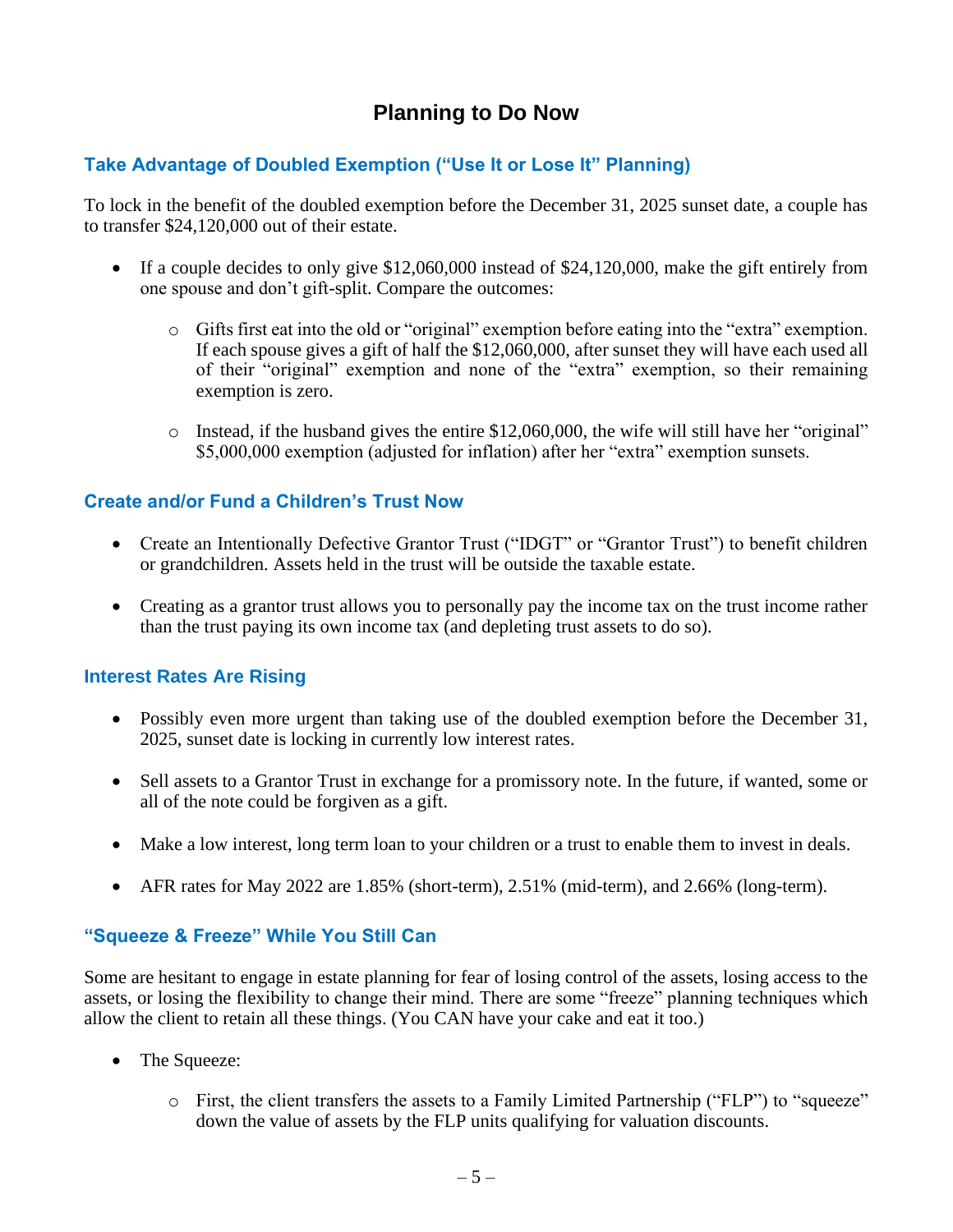## Planning to Do Now

### Take Advantage of Doubled Exemption ("Use It or Lose It" Planning)

To lock in the benefit of the doubled exemption before the December 31, 2025 sunset date, a couple has to transfer $24,120,000 out of their estate.

- If a couple decides to only give $12,060,000 instead of $24,120,000, make the gift entirely from one spouse and don't gift-split. Compare the outcomes:
  - Gifts first eat into the old or "original" exemption before eating into the "extra" exemption. If each spouse gives a gift of half the $12,060,000, after sunset they will have each used all of their "original" exemption and none of the "extra" exemption, so their remaining exemption is zero.
  - Instead, if the husband gives the entire $12,060,000, the wife will still have her "original" $5,000,000 exemption (adjusted for inflation) after her "extra" exemption sunsets.

### Create and/or Fund a Children's Trust Now

- Create an Intentionally Defective Grantor Trust ("IDGT" or "Grantor Trust") to benefit children or grandchildren. Assets held in the trust will be outside the taxable estate.
- Creating as a grantor trust allows you to personally pay the income tax on the trust income rather than the trust paying its own income tax (and depleting trust assets to do so).

### Interest Rates Are Rising

- Possibly even more urgent than taking use of the doubled exemption before the December 31, 2025, sunset date is locking in currently low interest rates.
- Sell assets to a Grantor Trust in exchange for a promissory note. In the future, if wanted, some or all of the note could be forgiven as a gift.
- Make a low interest, long term loan to your children or a trust to enable them to invest in deals.
- AFR rates for May 2022 are 1.85% (short-term), 2.51% (mid-term), and 2.66% (long-term).

### "Squeeze & Freeze" While You Still Can

Some are hesitant to engage in estate planning for fear of losing control of the assets, losing access to the assets, or losing the flexibility to change their mind. There are some "freeze" planning techniques which allow the client to retain all these things. (You CAN have your cake and eat it too.)

- The Squeeze:
  - First, the client transfers the assets to a Family Limited Partnership ("FLP") to "squeeze" down the value of assets by the FLP units qualifying for valuation discounts.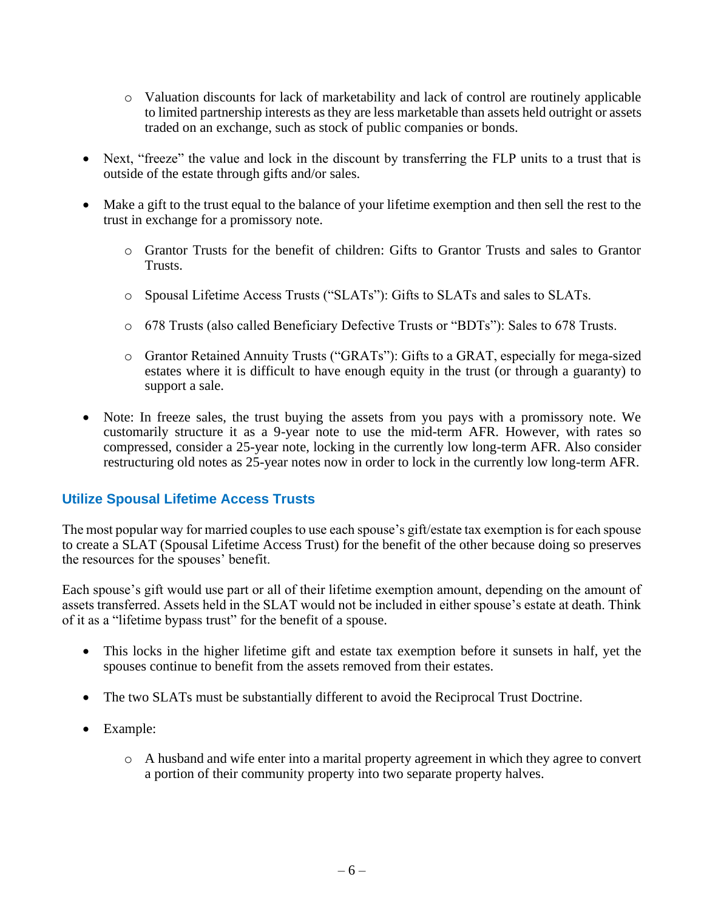- Valuation discounts for lack of marketability and lack of control are routinely applicable to limited partnership interests as they are less marketable than assets held outright or assets traded on an exchange, such as stock of public companies or bonds.

- Next, "freeze" the value and lock in the discount by transferring the FLP units to a trust that is outside of the estate through gifts and/or sales.

- Make a gift to the trust equal to the balance of your lifetime exemption and then sell the rest to the trust in exchange for a promissory note.

    - Grantor Trusts for the benefit of children: Gifts to Grantor Trusts and sales to Grantor Trusts.

    - Spousal Lifetime Access Trusts ("SLATs"): Gifts to SLATs and sales to SLATs.

    - 678 Trusts (also called Beneficiary Defective Trusts or "BDTs"): Sales to 678 Trusts.

    - Grantor Retained Annuity Trusts ("GRATs"): Gifts to a GRAT, especially for mega-sized estates where it is difficult to have enough equity in the trust (or through a guaranty) to support a sale.

- Note: In freeze sales, the trust buying the assets from you pays with a promissory note. We customarily structure it as a 9-year note to use the mid-term AFR. However, with rates so compressed, consider a 25-year note, locking in the currently low long-term AFR. Also consider restructuring old notes as 25-year notes now in order to lock in the currently low long-term AFR.

## Utilize Spousal Lifetime Access Trusts

The most popular way for married couples to use each spouse's gift/estate tax exemption is for each spouse to create a SLAT (Spousal Lifetime Access Trust) for the benefit of the other because doing so preserves the resources for the spouses' benefit.

Each spouse's gift would use part or all of their lifetime exemption amount, depending on the amount of assets transferred. Assets held in the SLAT would not be included in either spouse's estate at death. Think of it as a "lifetime bypass trust" for the benefit of a spouse.

- This locks in the higher lifetime gift and estate tax exemption before it sunsets in half, yet the spouses continue to benefit from the assets removed from their estates.

- The two SLATs must be substantially different to avoid the Reciprocal Trust Doctrine.

- Example:

    - A husband and wife enter into a marital property agreement in which they agree to convert a portion of their community property into two separate property halves.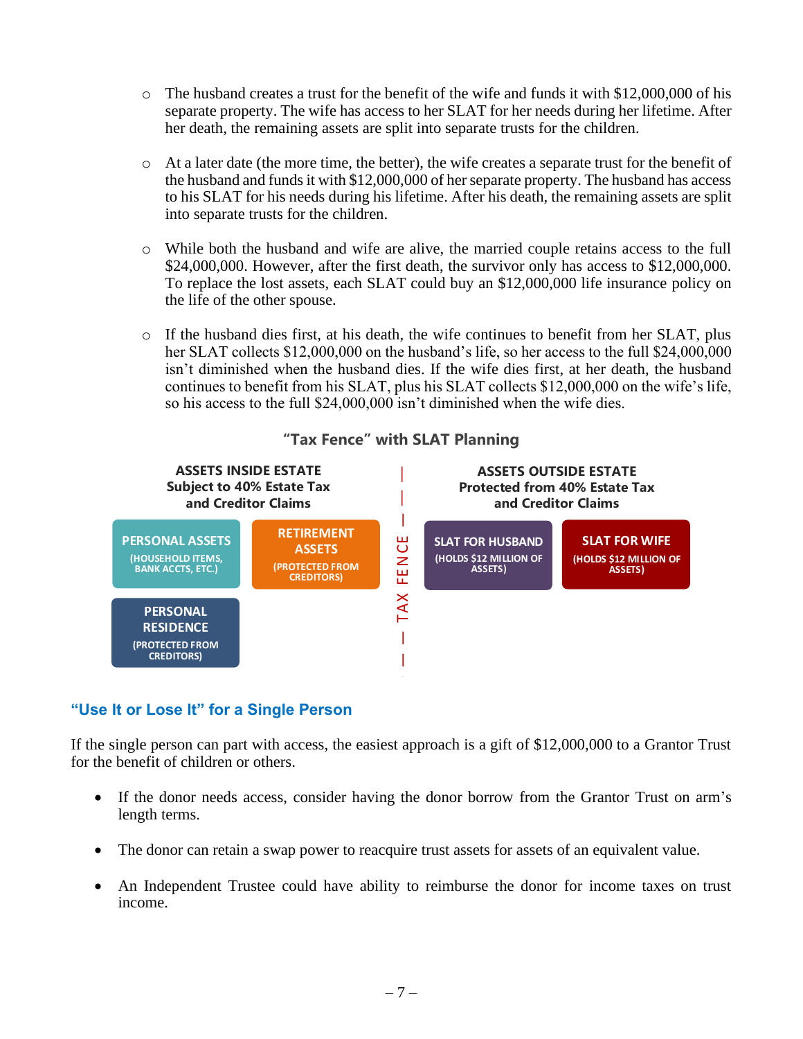- The husband creates a trust for the benefit of the wife and funds it with $12,000,000 of his separate property. The wife has access to her SLAT for her needs during her lifetime. After her death, the remaining assets are split into separate trusts for the children.

- At a later date (the more time, the better), the wife creates a separate trust for the benefit of the husband and funds it with $12,000,000 of her separate property. The husband has access to his SLAT for his needs during his lifetime. After his death, the remaining assets are split into separate trusts for the children.

- While both the husband and wife are alive, the married couple retains access to the full $24,000,000. However, after the first death, the survivor only has access to $12,000,000. To replace the lost assets, each SLAT could buy an $12,000,000 life insurance policy on the life of the other spouse.

- If the husband dies first, at his death, the wife continues to benefit from her SLAT, plus her SLAT collects $12,000,000 on the husband's life, so her access to the full $24,000,000 isn't diminished when the husband dies. If the wife dies first, at her death, the husband continues to benefit from his SLAT, plus his SLAT collects $12,000,000 on the wife's life, so his access to the full $24,000,000 isn't diminished when the wife dies.

**"Tax Fence" with SLAT Planning**

| ASSETS INSIDE ESTATE<br>Subject to 40% Estate Tax and Creditor Claims | | TAX FENCE | ASSETS OUTSIDE ESTATE<br>Protected from 40% Estate Tax and Creditor Claims | |
|---|---|---|---|---|
| PERSONAL ASSETS (HOUSEHOLD ITEMS, BANK ACCTS, ETC.) | RETIREMENT ASSETS (PROTECTED FROM CREDITORS) | | SLAT FOR HUSBAND (HOLDS $12 MILLION OF ASSETS) | SLAT FOR WIFE (HOLDS $12 MILLION OF ASSETS) |
| PERSONAL RESIDENCE (PROTECTED FROM CREDITORS) | | | | |

## "Use It or Lose It" for a Single Person

If the single person can part with access, the easiest approach is a gift of $12,000,000 to a Grantor Trust for the benefit of children or others.

- If the donor needs access, consider having the donor borrow from the Grantor Trust on arm's length terms.
- The donor can retain a swap power to reacquire trust assets for assets of an equivalent value.
- An Independent Trustee could have ability to reimburse the donor for income taxes on trust income.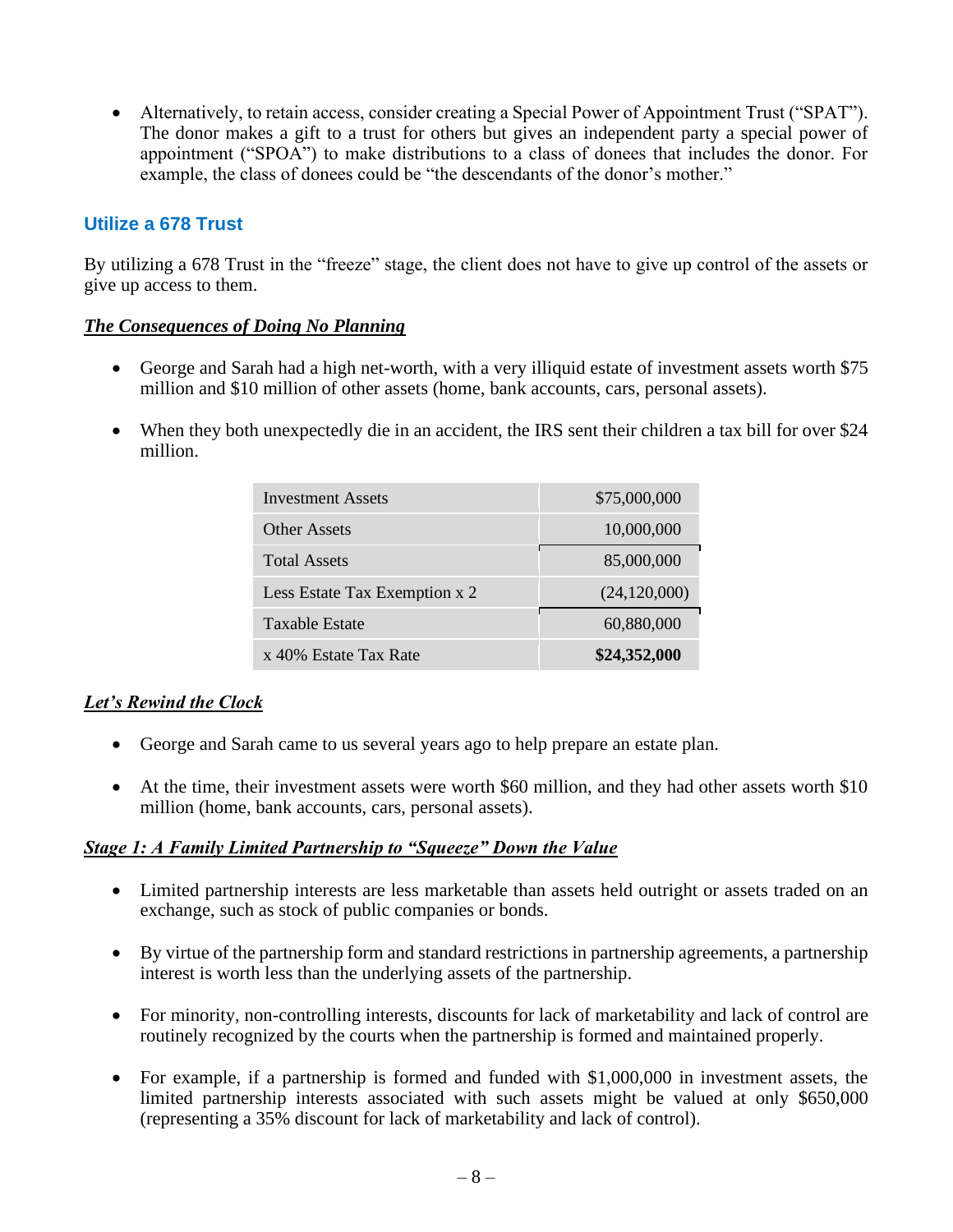- Alternatively, to retain access, consider creating a Special Power of Appointment Trust ("SPAT"). The donor makes a gift to a trust for others but gives an independent party a special power of appointment ("SPOA") to make distributions to a class of donees that includes the donor. For example, the class of donees could be "the descendants of the donor's mother."

### Utilize a 678 Trust

By utilizing a 678 Trust in the "freeze" stage, the client does not have to give up control of the assets or give up access to them.

***The Consequences of Doing No Planning***

- George and Sarah had a high net-worth, with a very illiquid estate of investment assets worth $75 million and $10 million of other assets (home, bank accounts, cars, personal assets).

- When they both unexpectedly die in an accident, the IRS sent their children a tax bill for over $24 million.

| | |
|---|---|
| Investment Assets | $75,000,000 |
| Other Assets | 10,000,000 |
| Total Assets | 85,000,000 |
| Less Estate Tax Exemption x 2 | (24,120,000) |
| Taxable Estate | 60,880,000 |
| x 40% Estate Tax Rate | **$24,352,000** |

***Let's Rewind the Clock***

- George and Sarah came to us several years ago to help prepare an estate plan.

- At the time, their investment assets were worth $60 million, and they had other assets worth $10 million (home, bank accounts, cars, personal assets).

***Stage 1: A Family Limited Partnership to "Squeeze" Down the Value***

- Limited partnership interests are less marketable than assets held outright or assets traded on an exchange, such as stock of public companies or bonds.

- By virtue of the partnership form and standard restrictions in partnership agreements, a partnership interest is worth less than the underlying assets of the partnership.

- For minority, non-controlling interests, discounts for lack of marketability and lack of control are routinely recognized by the courts when the partnership is formed and maintained properly.

- For example, if a partnership is formed and funded with $1,000,000 in investment assets, the limited partnership interests associated with such assets might be valued at only $650,000 (representing a 35% discount for lack of marketability and lack of control).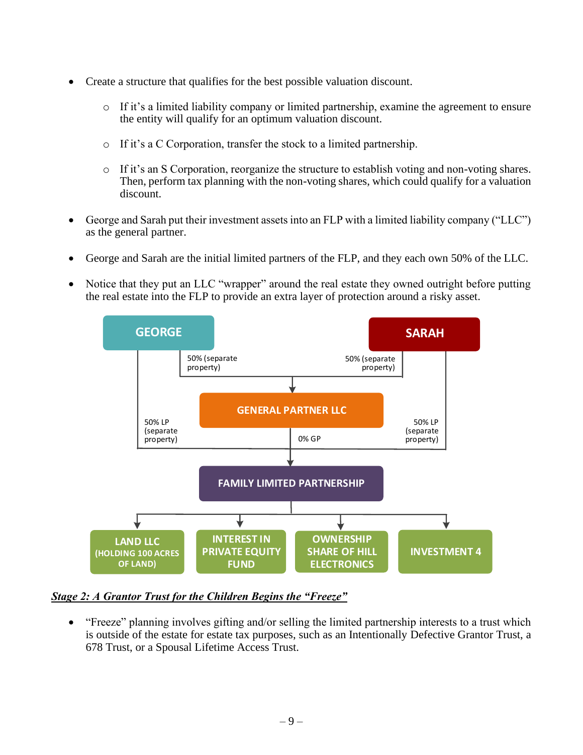- Create a structure that qualifies for the best possible valuation discount.
  - If it's a limited liability company or limited partnership, examine the agreement to ensure the entity will qualify for an optimum valuation discount.
  - If it's a C Corporation, transfer the stock to a limited partnership.
  - If it's an S Corporation, reorganize the structure to establish voting and non-voting shares. Then, perform tax planning with the non-voting shares, which could qualify for a valuation discount.
- George and Sarah put their investment assets into an FLP with a limited liability company ("LLC") as the general partner.
- George and Sarah are the initial limited partners of the FLP, and they each own 50% of the LLC.
- Notice that they put an LLC "wrapper" around the real estate they owned outright before putting the real estate into the FLP to provide an extra layer of protection around a risky asset.

GEORGE — 50% (separate property) → GENERAL PARTNER LLC

SARAH — 50% (separate property) → GENERAL PARTNER LLC

GEORGE — 50% LP (separate property) → FAMILY LIMITED PARTNERSHIP

SARAH — 50% LP (separate property) → FAMILY LIMITED PARTNERSHIP

GENERAL PARTNER LLC — 0% GP → FAMILY LIMITED PARTNERSHIP

FAMILY LIMITED PARTNERSHIP →
- LAND LLC (HOLDING 100 ACRES OF LAND)
- INTEREST IN PRIVATE EQUITY FUND
- OWNERSHIP SHARE OF HILL ELECTRONICS
- INVESTMENT 4

***<u>Stage 2: A Grantor Trust for the Children Begins the "Freeze"</u>***

- "Freeze" planning involves gifting and/or selling the limited partnership interests to a trust which is outside of the estate for estate tax purposes, such as an Intentionally Defective Grantor Trust, a 678 Trust, or a Spousal Lifetime Access Trust.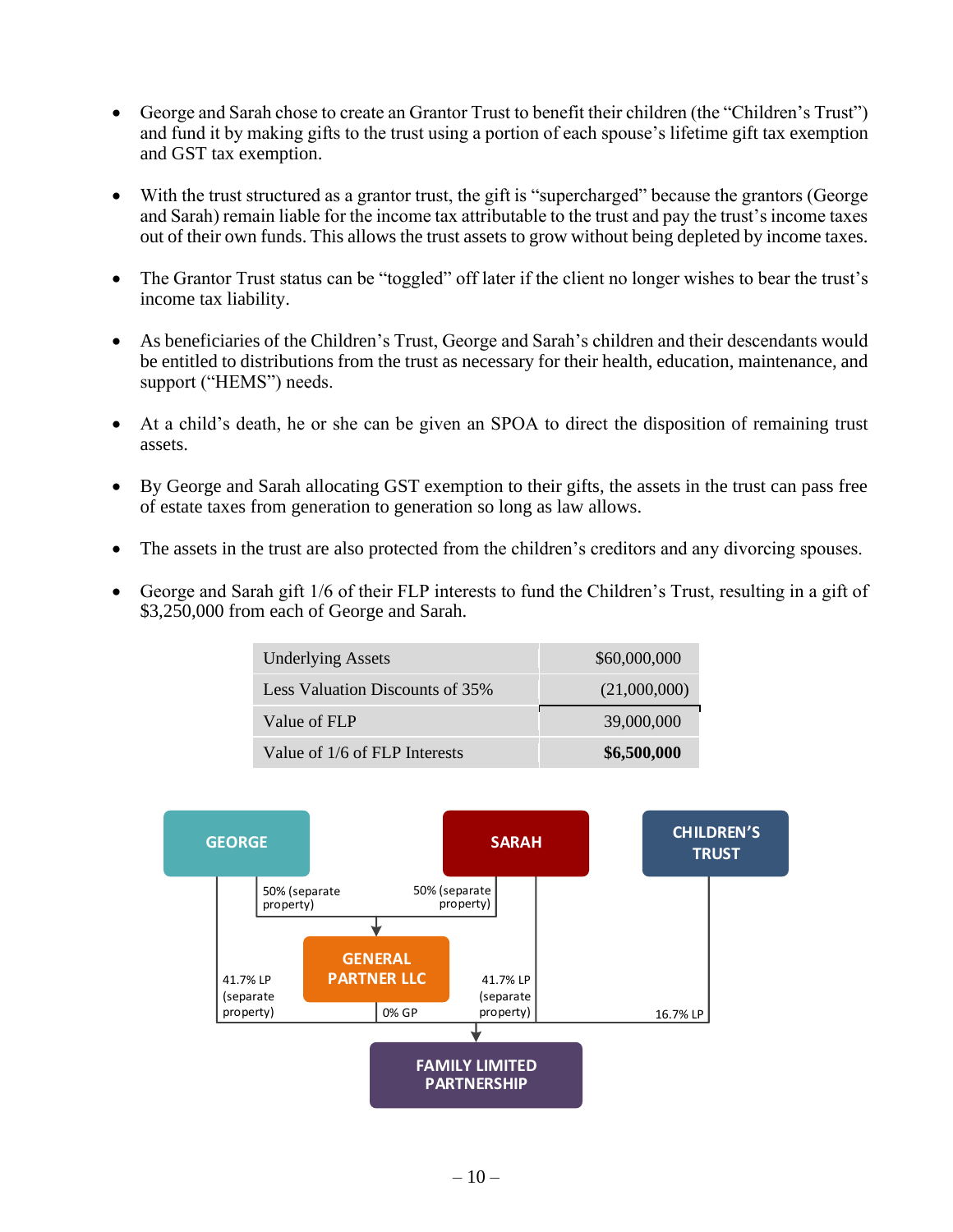- George and Sarah chose to create an Grantor Trust to benefit their children (the "Children's Trust") and fund it by making gifts to the trust using a portion of each spouse's lifetime gift tax exemption and GST tax exemption.

- With the trust structured as a grantor trust, the gift is "supercharged" because the grantors (George and Sarah) remain liable for the income tax attributable to the trust and pay the trust's income taxes out of their own funds. This allows the trust assets to grow without being depleted by income taxes.

- The Grantor Trust status can be "toggled" off later if the client no longer wishes to bear the trust's income tax liability.

- As beneficiaries of the Children's Trust, George and Sarah's children and their descendants would be entitled to distributions from the trust as necessary for their health, education, maintenance, and support ("HEMS") needs.

- At a child's death, he or she can be given an SPOA to direct the disposition of remaining trust assets.

- By George and Sarah allocating GST exemption to their gifts, the assets in the trust can pass free of estate taxes from generation to generation so long as law allows.

- The assets in the trust are also protected from the children's creditors and any divorcing spouses.

- George and Sarah gift 1/6 of their FLP interests to fund the Children's Trust, resulting in a gift of $3,250,000 from each of George and Sarah.

| | |
|---|---|
| Underlying Assets | $60,000,000 |
| Less Valuation Discounts of 35% | (21,000,000) |
| Value of FLP | 39,000,000 |
| Value of 1/6 of FLP Interests | **$6,500,000** |

GEORGE — 50% (separate property) → GENERAL PARTNER LLC
SARAH — 50% (separate property) → GENERAL PARTNER LLC
CHILDREN'S TRUST

GEORGE — 41.7% LP (separate property) → FAMILY LIMITED PARTNERSHIP
GENERAL PARTNER LLC — 0% GP → FAMILY LIMITED PARTNERSHIP
SARAH — 41.7% LP (separate property) → FAMILY LIMITED PARTNERSHIP
CHILDREN'S TRUST — 16.7% LP → FAMILY LIMITED PARTNERSHIP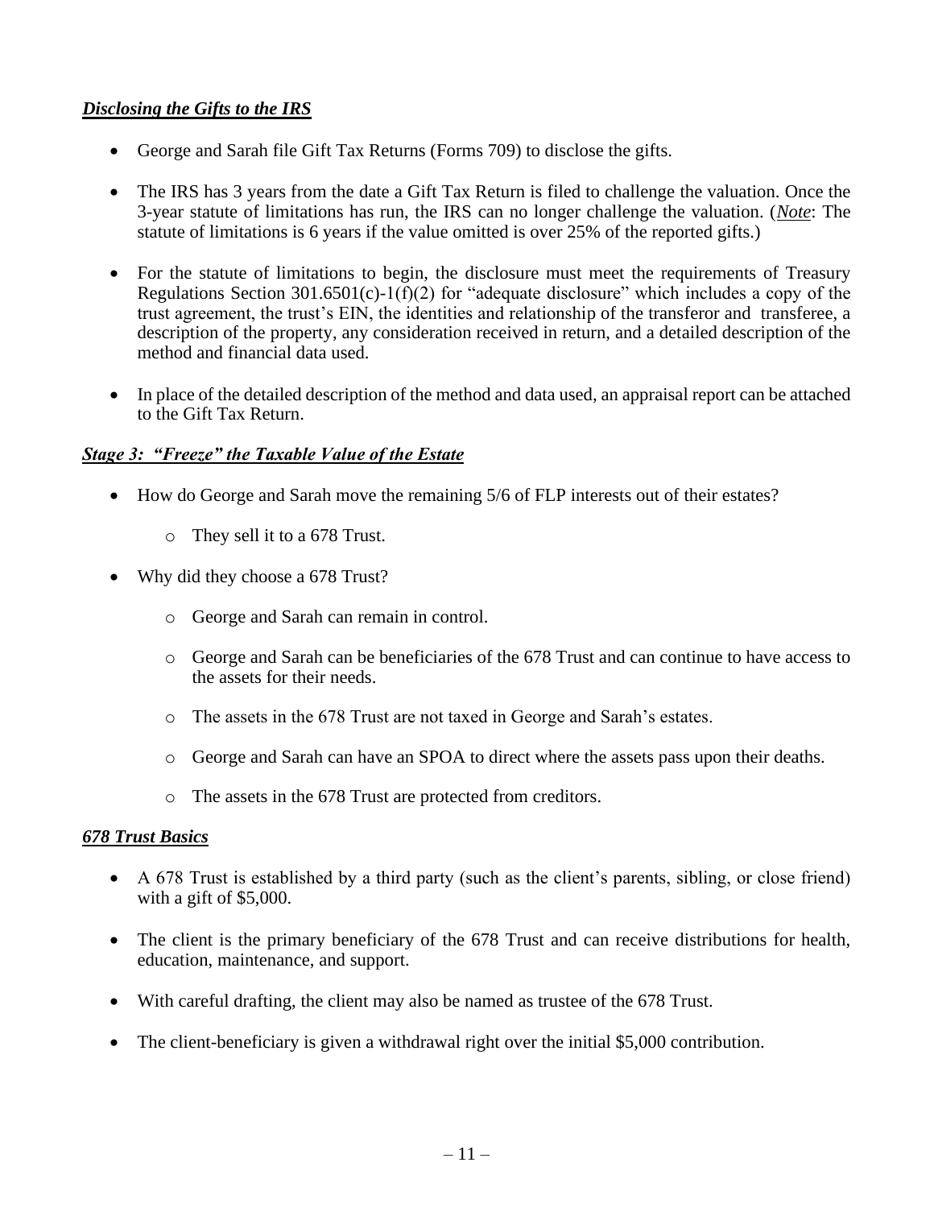### ***Disclosing the Gifts to the IRS***

- George and Sarah file Gift Tax Returns (Forms 709) to disclose the gifts.

- The IRS has 3 years from the date a Gift Tax Return is filed to challenge the valuation. Once the 3-year statute of limitations has run, the IRS can no longer challenge the valuation. (***Note***: The statute of limitations is 6 years if the value omitted is over 25% of the reported gifts.)

- For the statute of limitations to begin, the disclosure must meet the requirements of Treasury Regulations Section 301.6501(c)-1(f)(2) for "adequate disclosure" which includes a copy of the trust agreement, the trust's EIN, the identities and relationship of the transferor and transferee, a description of the property, any consideration received in return, and a detailed description of the method and financial data used.

- In place of the detailed description of the method and data used, an appraisal report can be attached to the Gift Tax Return.

### ***Stage 3: "Freeze" the Taxable Value of the Estate***

- How do George and Sarah move the remaining 5/6 of FLP interests out of their estates?
  - They sell it to a 678 Trust.

- Why did they choose a 678 Trust?
  - George and Sarah can remain in control.
  - George and Sarah can be beneficiaries of the 678 Trust and can continue to have access to the assets for their needs.
  - The assets in the 678 Trust are not taxed in George and Sarah's estates.
  - George and Sarah can have an SPOA to direct where the assets pass upon their deaths.
  - The assets in the 678 Trust are protected from creditors.

### ***678 Trust Basics***

- A 678 Trust is established by a third party (such as the client's parents, sibling, or close friend) with a gift of $5,000.

- The client is the primary beneficiary of the 678 Trust and can receive distributions for health, education, maintenance, and support.

- With careful drafting, the client may also be named as trustee of the 678 Trust.

- The client-beneficiary is given a withdrawal right over the initial $5,000 contribution.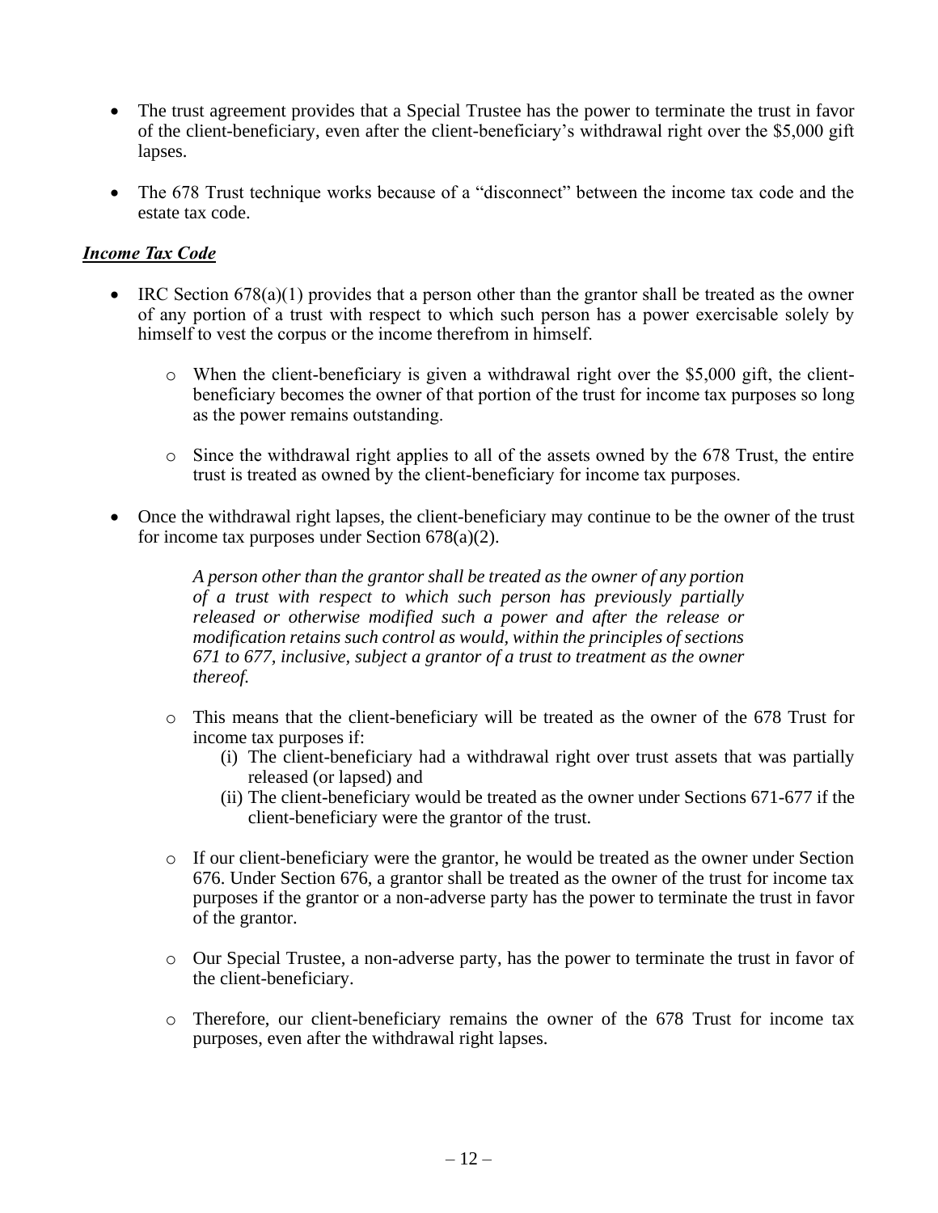- The trust agreement provides that a Special Trustee has the power to terminate the trust in favor of the client-beneficiary, even after the client-beneficiary's withdrawal right over the $5,000 gift lapses.

- The 678 Trust technique works because of a "disconnect" between the income tax code and the estate tax code.

***Income Tax Code***

- IRC Section 678(a)(1) provides that a person other than the grantor shall be treated as the owner of any portion of a trust with respect to which such person has a power exercisable solely by himself to vest the corpus or the income therefrom in himself.

  - When the client-beneficiary is given a withdrawal right over the $5,000 gift, the client-beneficiary becomes the owner of that portion of the trust for income tax purposes so long as the power remains outstanding.

  - Since the withdrawal right applies to all of the assets owned by the 678 Trust, the entire trust is treated as owned by the client-beneficiary for income tax purposes.

- Once the withdrawal right lapses, the client-beneficiary may continue to be the owner of the trust for income tax purposes under Section 678(a)(2).

  > *A person other than the grantor shall be treated as the owner of any portion of a trust with respect to which such person has previously partially released or otherwise modified such a power and after the release or modification retains such control as would, within the principles of sections 671 to 677, inclusive, subject a grantor of a trust to treatment as the owner thereof.*

  - This means that the client-beneficiary will be treated as the owner of the 678 Trust for income tax purposes if:
    (i) The client-beneficiary had a withdrawal right over trust assets that was partially released (or lapsed) and
    (ii) The client-beneficiary would be treated as the owner under Sections 671-677 if the client-beneficiary were the grantor of the trust.

  - If our client-beneficiary were the grantor, he would be treated as the owner under Section 676. Under Section 676, a grantor shall be treated as the owner of the trust for income tax purposes if the grantor or a non-adverse party has the power to terminate the trust in favor of the grantor.

  - Our Special Trustee, a non-adverse party, has the power to terminate the trust in favor of the client-beneficiary.

  - Therefore, our client-beneficiary remains the owner of the 678 Trust for income tax purposes, even after the withdrawal right lapses.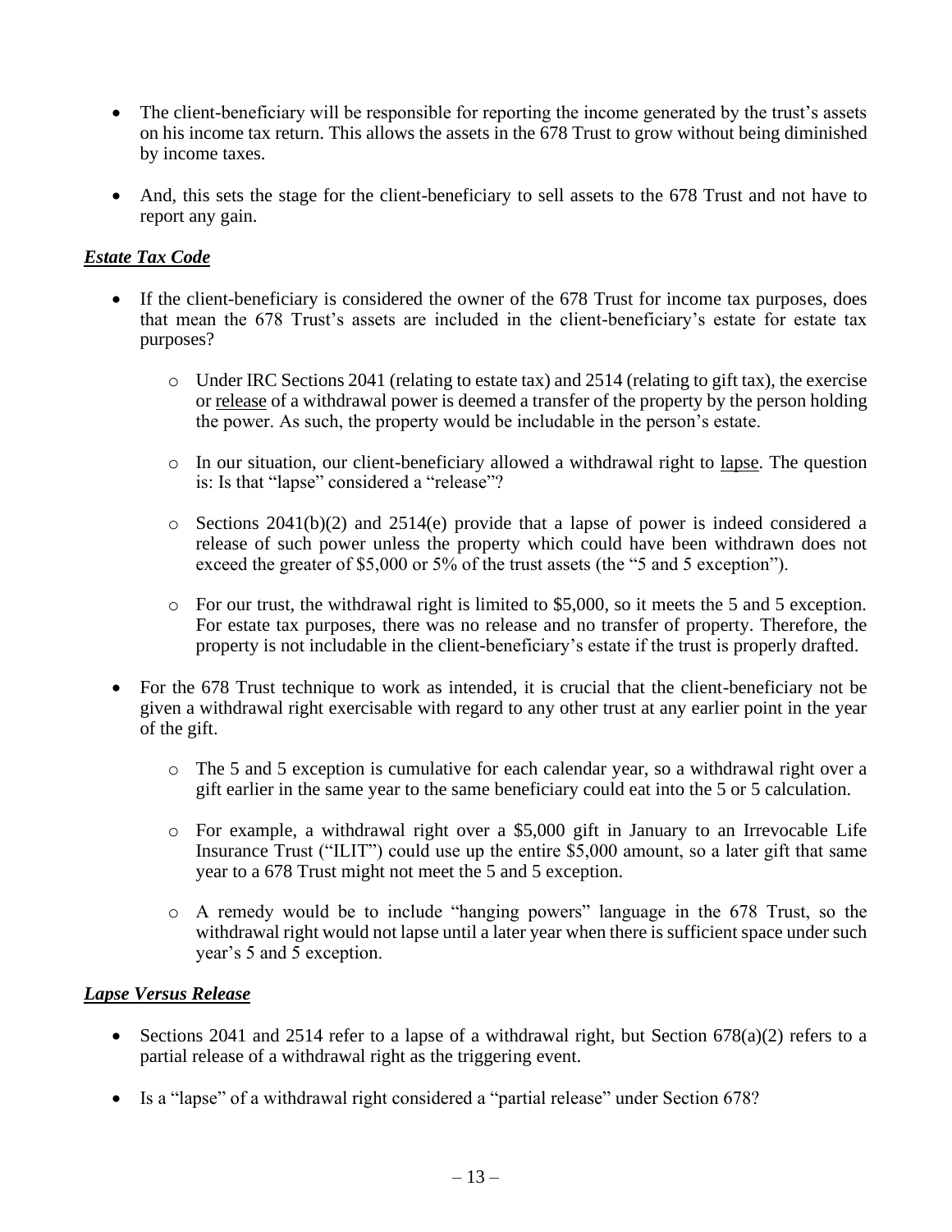- The client-beneficiary will be responsible for reporting the income generated by the trust's assets on his income tax return. This allows the assets in the 678 Trust to grow without being diminished by income taxes.

- And, this sets the stage for the client-beneficiary to sell assets to the 678 Trust and not have to report any gain.

***Estate Tax Code***

- If the client-beneficiary is considered the owner of the 678 Trust for income tax purposes, does that mean the 678 Trust's assets are included in the client-beneficiary's estate for estate tax purposes?

    - Under IRC Sections 2041 (relating to estate tax) and 2514 (relating to gift tax), the exercise or <u>release</u> of a withdrawal power is deemed a transfer of the property by the person holding the power. As such, the property would be includable in the person's estate.

    - In our situation, our client-beneficiary allowed a withdrawal right to <u>lapse</u>. The question is: Is that "lapse" considered a "release"?

    - Sections 2041(b)(2) and 2514(e) provide that a lapse of power is indeed considered a release of such power unless the property which could have been withdrawn does not exceed the greater of \$5,000 or 5% of the trust assets (the "5 and 5 exception").

    - For our trust, the withdrawal right is limited to \$5,000, so it meets the 5 and 5 exception. For estate tax purposes, there was no release and no transfer of property. Therefore, the property is not includable in the client-beneficiary's estate if the trust is properly drafted.

- For the 678 Trust technique to work as intended, it is crucial that the client-beneficiary not be given a withdrawal right exercisable with regard to any other trust at any earlier point in the year of the gift.

    - The 5 and 5 exception is cumulative for each calendar year, so a withdrawal right over a gift earlier in the same year to the same beneficiary could eat into the 5 or 5 calculation.

    - For example, a withdrawal right over a \$5,000 gift in January to an Irrevocable Life Insurance Trust ("ILIT") could use up the entire \$5,000 amount, so a later gift that same year to a 678 Trust might not meet the 5 and 5 exception.

    - A remedy would be to include "hanging powers" language in the 678 Trust, so the withdrawal right would not lapse until a later year when there is sufficient space under such year's 5 and 5 exception.

***Lapse Versus Release***

- Sections 2041 and 2514 refer to a lapse of a withdrawal right, but Section 678(a)(2) refers to a partial release of a withdrawal right as the triggering event.

- Is a "lapse" of a withdrawal right considered a "partial release" under Section 678?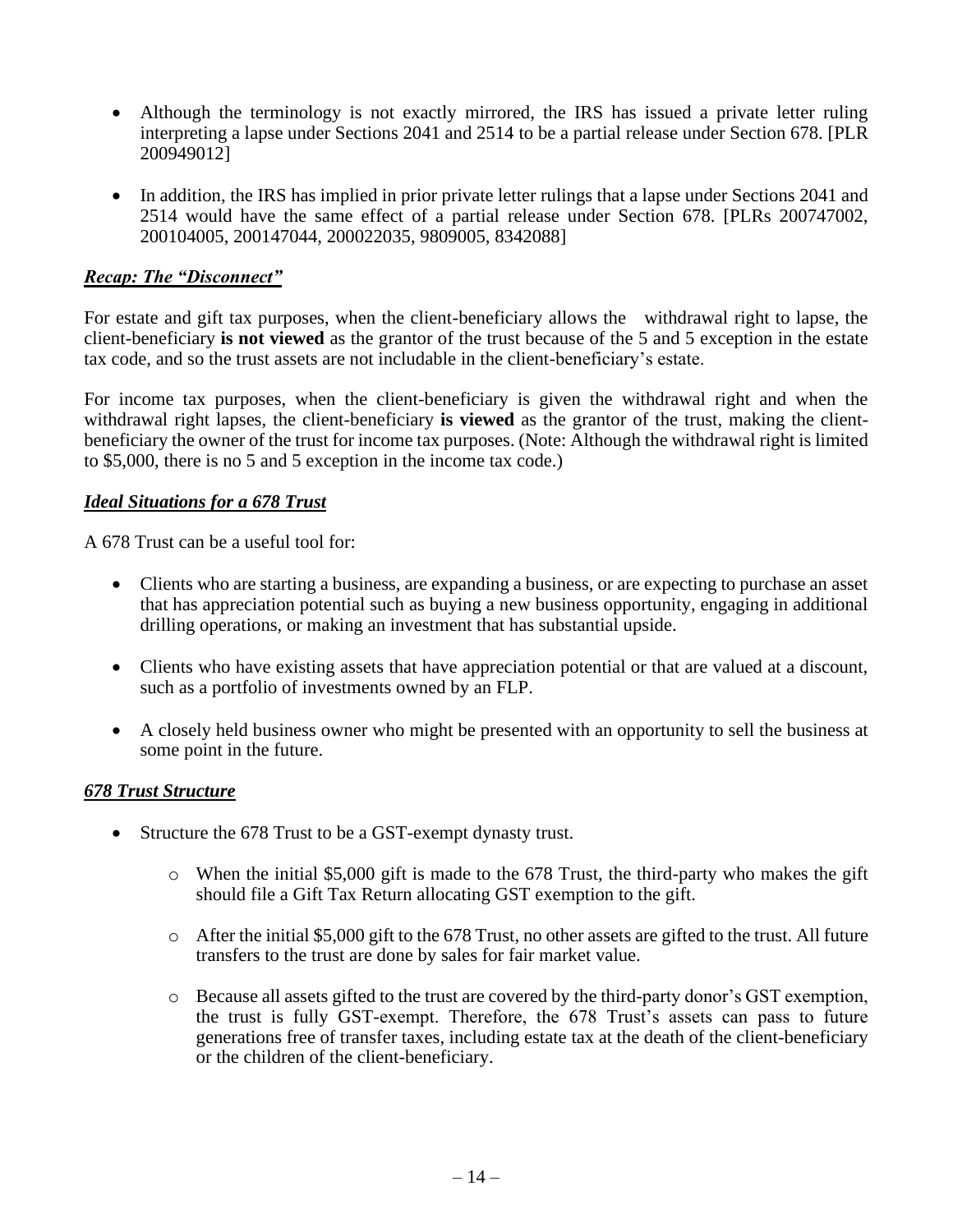- Although the terminology is not exactly mirrored, the IRS has issued a private letter ruling interpreting a lapse under Sections 2041 and 2514 to be a partial release under Section 678. [PLR 200949012]

- In addition, the IRS has implied in prior private letter rulings that a lapse under Sections 2041 and 2514 would have the same effect of a partial release under Section 678. [PLRs 200747002, 200104005, 200147044, 200022035, 9809005, 8342088]

***Recap: The "Disconnect"***

For estate and gift tax purposes, when the client-beneficiary allows the withdrawal right to lapse, the client-beneficiary **is not viewed** as the grantor of the trust because of the 5 and 5 exception in the estate tax code, and so the trust assets are not includable in the client-beneficiary's estate.

For income tax purposes, when the client-beneficiary is given the withdrawal right and when the withdrawal right lapses, the client-beneficiary **is viewed** as the grantor of the trust, making the client-beneficiary the owner of the trust for income tax purposes. (Note: Although the withdrawal right is limited to $5,000, there is no 5 and 5 exception in the income tax code.)

***Ideal Situations for a 678 Trust***

A 678 Trust can be a useful tool for:

- Clients who are starting a business, are expanding a business, or are expecting to purchase an asset that has appreciation potential such as buying a new business opportunity, engaging in additional drilling operations, or making an investment that has substantial upside.

- Clients who have existing assets that have appreciation potential or that are valued at a discount, such as a portfolio of investments owned by an FLP.

- A closely held business owner who might be presented with an opportunity to sell the business at some point in the future.

***678 Trust Structure***

- Structure the 678 Trust to be a GST-exempt dynasty trust.
  - When the initial $5,000 gift is made to the 678 Trust, the third-party who makes the gift should file a Gift Tax Return allocating GST exemption to the gift.
  - After the initial $5,000 gift to the 678 Trust, no other assets are gifted to the trust. All future transfers to the trust are done by sales for fair market value.
  - Because all assets gifted to the trust are covered by the third-party donor's GST exemption, the trust is fully GST-exempt. Therefore, the 678 Trust's assets can pass to future generations free of transfer taxes, including estate tax at the death of the client-beneficiary or the children of the client-beneficiary.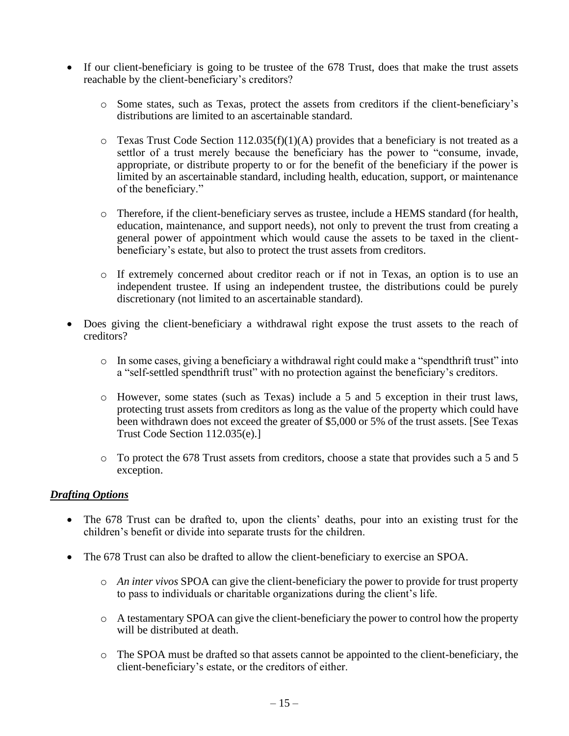- If our client-beneficiary is going to be trustee of the 678 Trust, does that make the trust assets reachable by the client-beneficiary's creditors?
  - Some states, such as Texas, protect the assets from creditors if the client-beneficiary's distributions are limited to an ascertainable standard.
  - Texas Trust Code Section 112.035(f)(1)(A) provides that a beneficiary is not treated as a settlor of a trust merely because the beneficiary has the power to "consume, invade, appropriate, or distribute property to or for the benefit of the beneficiary if the power is limited by an ascertainable standard, including health, education, support, or maintenance of the beneficiary."
  - Therefore, if the client-beneficiary serves as trustee, include a HEMS standard (for health, education, maintenance, and support needs), not only to prevent the trust from creating a general power of appointment which would cause the assets to be taxed in the client-beneficiary's estate, but also to protect the trust assets from creditors.
  - If extremely concerned about creditor reach or if not in Texas, an option is to use an independent trustee. If using an independent trustee, the distributions could be purely discretionary (not limited to an ascertainable standard).
- Does giving the client-beneficiary a withdrawal right expose the trust assets to the reach of creditors?
  - In some cases, giving a beneficiary a withdrawal right could make a "spendthrift trust" into a "self-settled spendthrift trust" with no protection against the beneficiary's creditors.
  - However, some states (such as Texas) include a 5 and 5 exception in their trust laws, protecting trust assets from creditors as long as the value of the property which could have been withdrawn does not exceed the greater of $5,000 or 5% of the trust assets. [See Texas Trust Code Section 112.035(e).]
  - To protect the 678 Trust assets from creditors, choose a state that provides such a 5 and 5 exception.

***Drafting Options***

- The 678 Trust can be drafted to, upon the clients' deaths, pour into an existing trust for the children's benefit or divide into separate trusts for the children.
- The 678 Trust can also be drafted to allow the client-beneficiary to exercise an SPOA.
  - *An inter vivos* SPOA can give the client-beneficiary the power to provide for trust property to pass to individuals or charitable organizations during the client's life.
  - A testamentary SPOA can give the client-beneficiary the power to control how the property will be distributed at death.
  - The SPOA must be drafted so that assets cannot be appointed to the client-beneficiary, the client-beneficiary's estate, or the creditors of either.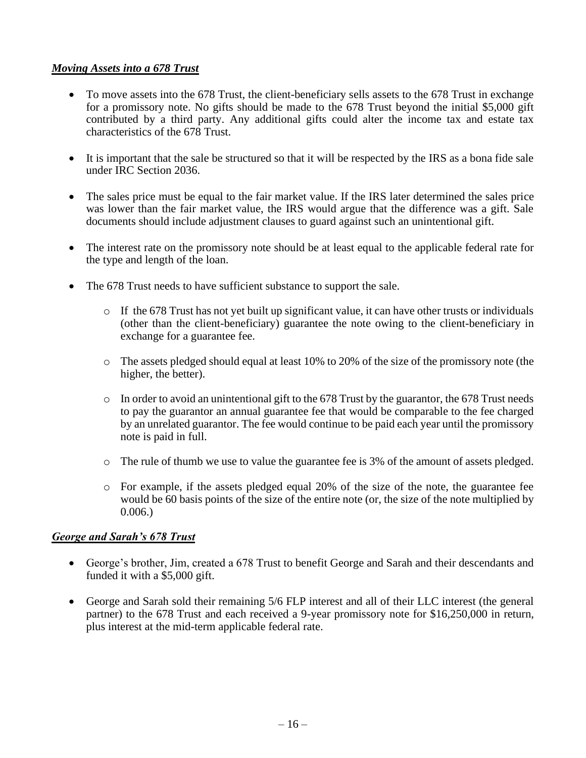***Moving Assets into a 678 Trust***

- To move assets into the 678 Trust, the client-beneficiary sells assets to the 678 Trust in exchange for a promissory note. No gifts should be made to the 678 Trust beyond the initial $5,000 gift contributed by a third party. Any additional gifts could alter the income tax and estate tax characteristics of the 678 Trust.
- It is important that the sale be structured so that it will be respected by the IRS as a bona fide sale under IRC Section 2036.
- The sales price must be equal to the fair market value. If the IRS later determined the sales price was lower than the fair market value, the IRS would argue that the difference was a gift. Sale documents should include adjustment clauses to guard against such an unintentional gift.
- The interest rate on the promissory note should be at least equal to the applicable federal rate for the type and length of the loan.
- The 678 Trust needs to have sufficient substance to support the sale.
  - If the 678 Trust has not yet built up significant value, it can have other trusts or individuals (other than the client-beneficiary) guarantee the note owing to the client-beneficiary in exchange for a guarantee fee.
  - The assets pledged should equal at least 10% to 20% of the size of the promissory note (the higher, the better).
  - In order to avoid an unintentional gift to the 678 Trust by the guarantor, the 678 Trust needs to pay the guarantor an annual guarantee fee that would be comparable to the fee charged by an unrelated guarantor. The fee would continue to be paid each year until the promissory note is paid in full.
  - The rule of thumb we use to value the guarantee fee is 3% of the amount of assets pledged.
  - For example, if the assets pledged equal 20% of the size of the note, the guarantee fee would be 60 basis points of the size of the entire note (or, the size of the note multiplied by 0.006.)

***George and Sarah's 678 Trust***

- George's brother, Jim, created a 678 Trust to benefit George and Sarah and their descendants and funded it with a $5,000 gift.
- George and Sarah sold their remaining 5/6 FLP interest and all of their LLC interest (the general partner) to the 678 Trust and each received a 9-year promissory note for $16,250,000 in return, plus interest at the mid-term applicable federal rate.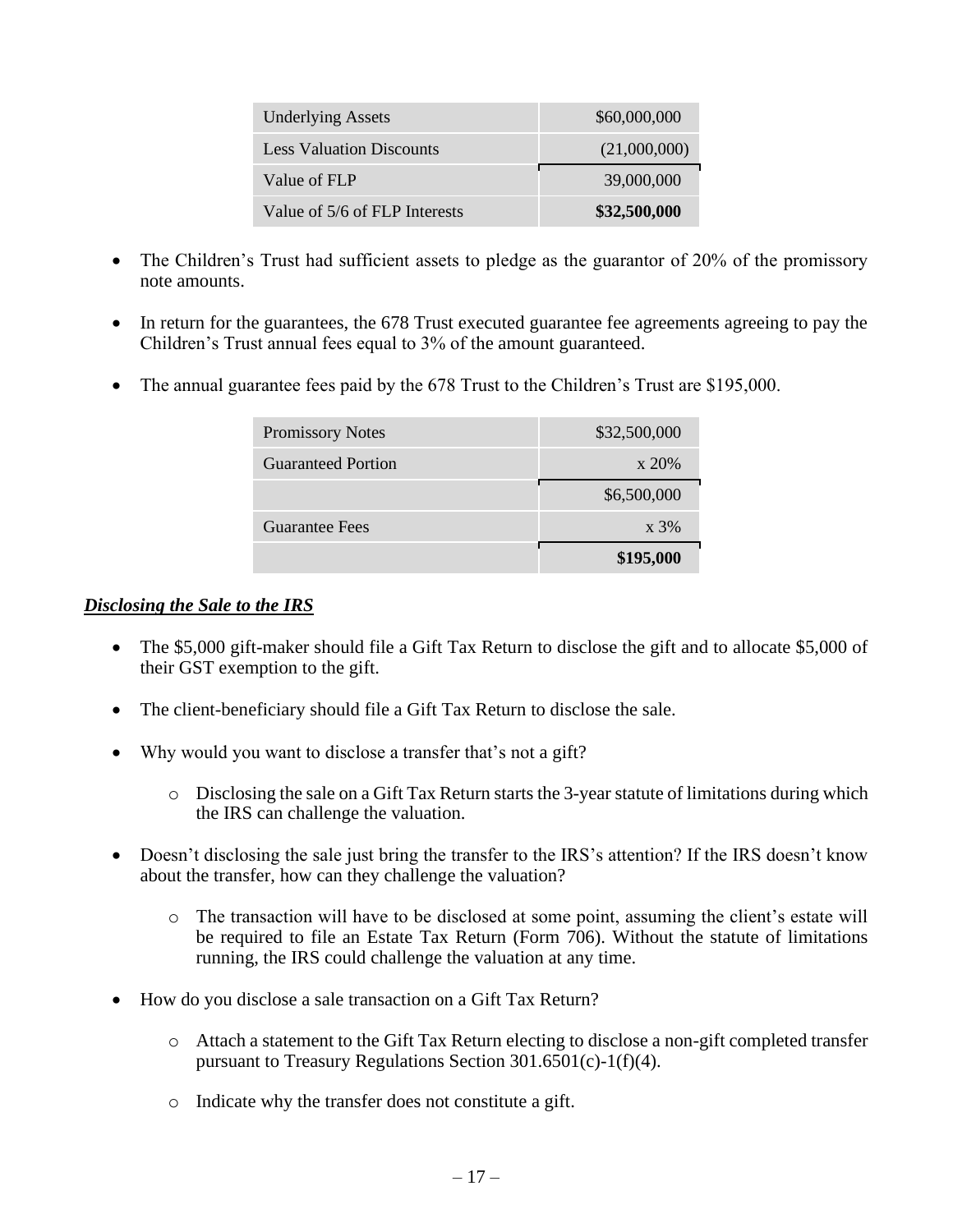| | |
|---|---|
| Underlying Assets | \$60,000,000 |
| Less Valuation Discounts | (21,000,000) |
| Value of FLP | 39,000,000 |
| Value of 5/6 of FLP Interests | **\$32,500,000** |

- The Children's Trust had sufficient assets to pledge as the guarantor of 20% of the promissory note amounts.
- In return for the guarantees, the 678 Trust executed guarantee fee agreements agreeing to pay the Children's Trust annual fees equal to 3% of the amount guaranteed.
- The annual guarantee fees paid by the 678 Trust to the Children's Trust are \$195,000.

| | |
|---|---|
| Promissory Notes | \$32,500,000 |
| Guaranteed Portion | x 20% |
| | \$6,500,000 |
| Guarantee Fees | x 3% |
| | **\$195,000** |

***Disclosing the Sale to the IRS***

- The \$5,000 gift-maker should file a Gift Tax Return to disclose the gift and to allocate \$5,000 of their GST exemption to the gift.
- The client-beneficiary should file a Gift Tax Return to disclose the sale.
- Why would you want to disclose a transfer that's not a gift?
    - Disclosing the sale on a Gift Tax Return starts the 3-year statute of limitations during which the IRS can challenge the valuation.
- Doesn't disclosing the sale just bring the transfer to the IRS's attention? If the IRS doesn't know about the transfer, how can they challenge the valuation?
    - The transaction will have to be disclosed at some point, assuming the client's estate will be required to file an Estate Tax Return (Form 706). Without the statute of limitations running, the IRS could challenge the valuation at any time.
- How do you disclose a sale transaction on a Gift Tax Return?
    - Attach a statement to the Gift Tax Return electing to disclose a non-gift completed transfer pursuant to Treasury Regulations Section 301.6501(c)-1(f)(4).
    - Indicate why the transfer does not constitute a gift.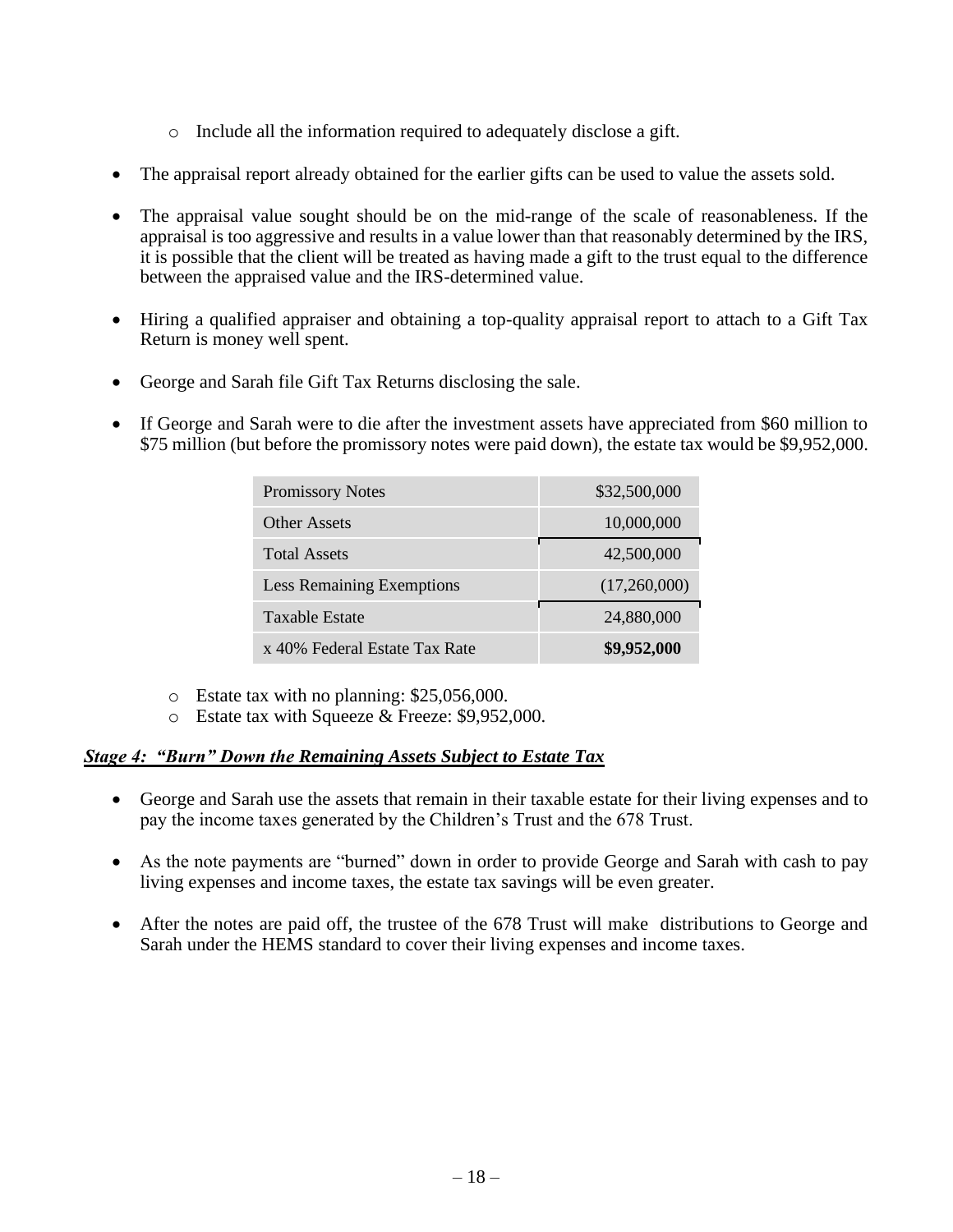- Include all the information required to adequately disclose a gift.

- The appraisal report already obtained for the earlier gifts can be used to value the assets sold.

- The appraisal value sought should be on the mid-range of the scale of reasonableness. If the appraisal is too aggressive and results in a value lower than that reasonably determined by the IRS, it is possible that the client will be treated as having made a gift to the trust equal to the difference between the appraised value and the IRS-determined value.

- Hiring a qualified appraiser and obtaining a top-quality appraisal report to attach to a Gift Tax Return is money well spent.

- George and Sarah file Gift Tax Returns disclosing the sale.

- If George and Sarah were to die after the investment assets have appreciated from $60 million to $75 million (but before the promissory notes were paid down), the estate tax would be $9,952,000.

| | |
|---|---|
| Promissory Notes | $32,500,000 |
| Other Assets | 10,000,000 |
| Total Assets | 42,500,000 |
| Less Remaining Exemptions | (17,260,000) |
| Taxable Estate | 24,880,000 |
| x 40% Federal Estate Tax Rate | **$9,952,000** |

  - Estate tax with no planning: $25,056,000.
  - Estate tax with Squeeze & Freeze: $9,952,000.

***Stage 4: "Burn" Down the Remaining Assets Subject to Estate Tax***

- George and Sarah use the assets that remain in their taxable estate for their living expenses and to pay the income taxes generated by the Children's Trust and the 678 Trust.

- As the note payments are "burned" down in order to provide George and Sarah with cash to pay living expenses and income taxes, the estate tax savings will be even greater.

- After the notes are paid off, the trustee of the 678 Trust will make distributions to George and Sarah under the HEMS standard to cover their living expenses and income taxes.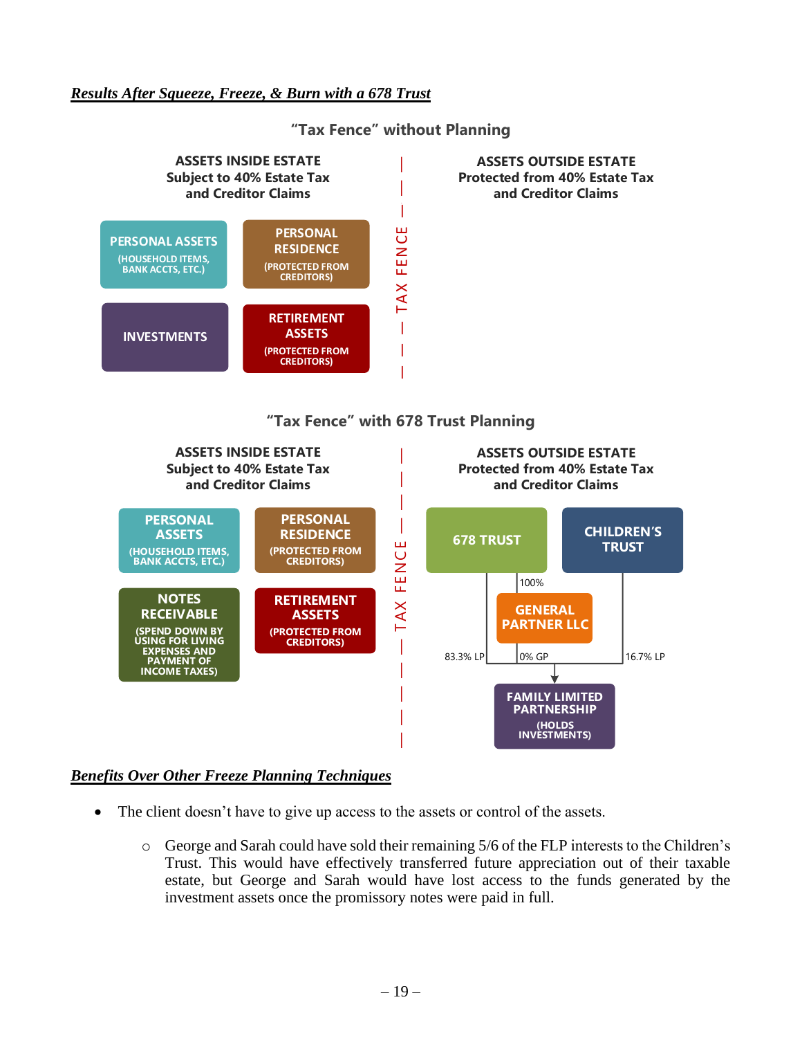***Results After Squeeze, Freeze, & Burn with a 678 Trust***

**"Tax Fence" without Planning**

**ASSETS INSIDE ESTATE**
**Subject to 40% Estate Tax and Creditor Claims**

- PERSONAL ASSETS (HOUSEHOLD ITEMS, BANK ACCTS, ETC.)
- PERSONAL RESIDENCE (PROTECTED FROM CREDITORS)
- INVESTMENTS
- RETIREMENT ASSETS (PROTECTED FROM CREDITORS)

TAX FENCE

**ASSETS OUTSIDE ESTATE**
**Protected from 40% Estate Tax and Creditor Claims**

**"Tax Fence" with 678 Trust Planning**

**ASSETS INSIDE ESTATE**
**Subject to 40% Estate Tax and Creditor Claims**

- PERSONAL ASSETS (HOUSEHOLD ITEMS, BANK ACCTS, ETC.)
- PERSONAL RESIDENCE (PROTECTED FROM CREDITORS)
- NOTES RECEIVABLE (SPEND DOWN BY USING FOR LIVING EXPENSES AND PAYMENT OF INCOME TAXES)
- RETIREMENT ASSETS (PROTECTED FROM CREDITORS)

TAX FENCE

**ASSETS OUTSIDE ESTATE**
**Protected from 40% Estate Tax and Creditor Claims**

- 678 TRUST
- CHILDREN'S TRUST
- GENERAL PARTNER LLC (100% owned by 678 Trust)
- FAMILY LIMITED PARTNERSHIP (HOLDS INVESTMENTS): 83.3% LP (678 Trust), 0% GP (General Partner LLC), 16.7% LP (Children's Trust)

***Benefits Over Other Freeze Planning Techniques***

- The client doesn't have to give up access to the assets or control of the assets.
  - George and Sarah could have sold their remaining 5/6 of the FLP interests to the Children's Trust. This would have effectively transferred future appreciation out of their taxable estate, but George and Sarah would have lost access to the funds generated by the investment assets once the promissory notes were paid in full.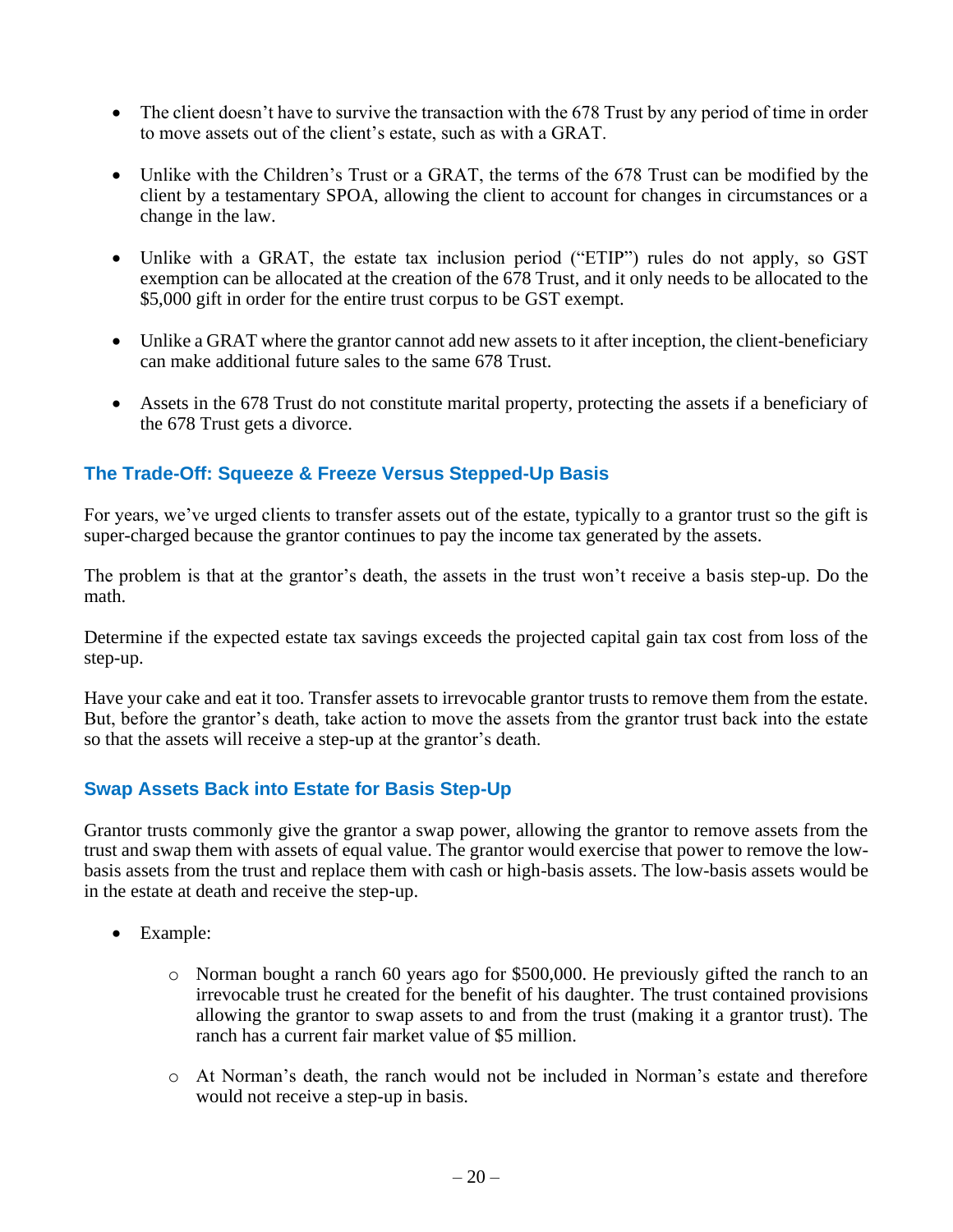- The client doesn't have to survive the transaction with the 678 Trust by any period of time in order to move assets out of the client's estate, such as with a GRAT.

- Unlike with the Children's Trust or a GRAT, the terms of the 678 Trust can be modified by the client by a testamentary SPOA, allowing the client to account for changes in circumstances or a change in the law.

- Unlike with a GRAT, the estate tax inclusion period ("ETIP") rules do not apply, so GST exemption can be allocated at the creation of the 678 Trust, and it only needs to be allocated to the $5,000 gift in order for the entire trust corpus to be GST exempt.

- Unlike a GRAT where the grantor cannot add new assets to it after inception, the client-beneficiary can make additional future sales to the same 678 Trust.

- Assets in the 678 Trust do not constitute marital property, protecting the assets if a beneficiary of the 678 Trust gets a divorce.

## The Trade-Off: Squeeze & Freeze Versus Stepped-Up Basis

For years, we've urged clients to transfer assets out of the estate, typically to a grantor trust so the gift is super-charged because the grantor continues to pay the income tax generated by the assets.

The problem is that at the grantor's death, the assets in the trust won't receive a basis step-up. Do the math.

Determine if the expected estate tax savings exceeds the projected capital gain tax cost from loss of the step-up.

Have your cake and eat it too. Transfer assets to irrevocable grantor trusts to remove them from the estate. But, before the grantor's death, take action to move the assets from the grantor trust back into the estate so that the assets will receive a step-up at the grantor's death.

## Swap Assets Back into Estate for Basis Step-Up

Grantor trusts commonly give the grantor a swap power, allowing the grantor to remove assets from the trust and swap them with assets of equal value. The grantor would exercise that power to remove the low-basis assets from the trust and replace them with cash or high-basis assets. The low-basis assets would be in the estate at death and receive the step-up.

- Example:
  - Norman bought a ranch 60 years ago for $500,000. He previously gifted the ranch to an irrevocable trust he created for the benefit of his daughter. The trust contained provisions allowing the grantor to swap assets to and from the trust (making it a grantor trust). The ranch has a current fair market value of $5 million.
  - At Norman's death, the ranch would not be included in Norman's estate and therefore would not receive a step-up in basis.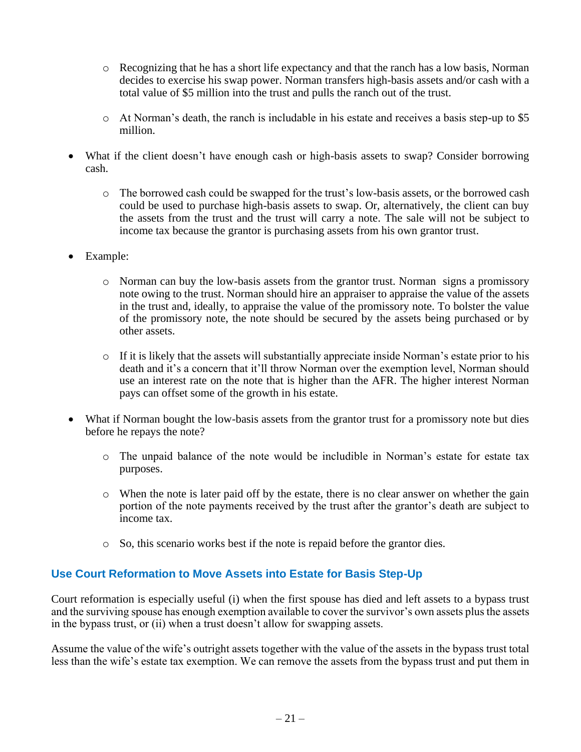- Recognizing that he has a short life expectancy and that the ranch has a low basis, Norman decides to exercise his swap power. Norman transfers high-basis assets and/or cash with a total value of $5 million into the trust and pulls the ranch out of the trust.

  - At Norman's death, the ranch is includable in his estate and receives a basis step-up to $5 million.

- What if the client doesn't have enough cash or high-basis assets to swap? Consider borrowing cash.

  - The borrowed cash could be swapped for the trust's low-basis assets, or the borrowed cash could be used to purchase high-basis assets to swap. Or, alternatively, the client can buy the assets from the trust and the trust will carry a note. The sale will not be subject to income tax because the grantor is purchasing assets from his own grantor trust.

- Example:

  - Norman can buy the low-basis assets from the grantor trust. Norman signs a promissory note owing to the trust. Norman should hire an appraiser to appraise the value of the assets in the trust and, ideally, to appraise the value of the promissory note. To bolster the value of the promissory note, the note should be secured by the assets being purchased or by other assets.

  - If it is likely that the assets will substantially appreciate inside Norman's estate prior to his death and it's a concern that it'll throw Norman over the exemption level, Norman should use an interest rate on the note that is higher than the AFR. The higher interest Norman pays can offset some of the growth in his estate.

- What if Norman bought the low-basis assets from the grantor trust for a promissory note but dies before he repays the note?

  - The unpaid balance of the note would be includible in Norman's estate for estate tax purposes.

  - When the note is later paid off by the estate, there is no clear answer on whether the gain portion of the note payments received by the trust after the grantor's death are subject to income tax.

  - So, this scenario works best if the note is repaid before the grantor dies.

### Use Court Reformation to Move Assets into Estate for Basis Step-Up

Court reformation is especially useful (i) when the first spouse has died and left assets to a bypass trust and the surviving spouse has enough exemption available to cover the survivor's own assets plus the assets in the bypass trust, or (ii) when a trust doesn't allow for swapping assets.

Assume the value of the wife's outright assets together with the value of the assets in the bypass trust total less than the wife's estate tax exemption. We can remove the assets from the bypass trust and put them in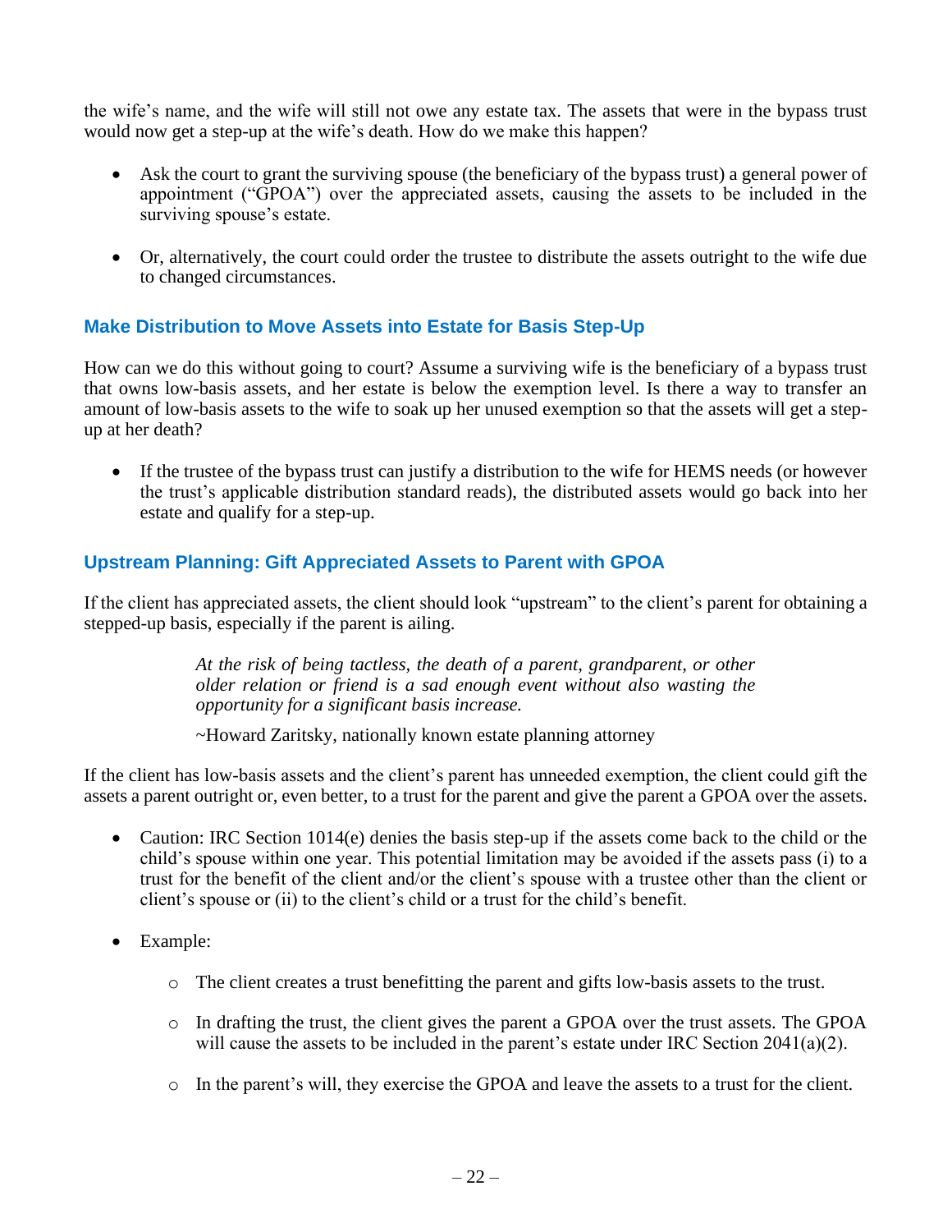the wife's name, and the wife will still not owe any estate tax. The assets that were in the bypass trust would now get a step-up at the wife's death. How do we make this happen?

- Ask the court to grant the surviving spouse (the beneficiary of the bypass trust) a general power of appointment ("GPOA") over the appreciated assets, causing the assets to be included in the surviving spouse's estate.
- Or, alternatively, the court could order the trustee to distribute the assets outright to the wife due to changed circumstances.

### Make Distribution to Move Assets into Estate for Basis Step-Up

How can we do this without going to court? Assume a surviving wife is the beneficiary of a bypass trust that owns low-basis assets, and her estate is below the exemption level. Is there a way to transfer an amount of low-basis assets to the wife to soak up her unused exemption so that the assets will get a step-up at her death?

- If the trustee of the bypass trust can justify a distribution to the wife for HEMS needs (or however the trust's applicable distribution standard reads), the distributed assets would go back into her estate and qualify for a step-up.

### Upstream Planning: Gift Appreciated Assets to Parent with GPOA

If the client has appreciated assets, the client should look "upstream" to the client's parent for obtaining a stepped-up basis, especially if the parent is ailing.

> *At the risk of being tactless, the death of a parent, grandparent, or other older relation or friend is a sad enough event without also wasting the opportunity for a significant basis increase.*
>
> ~Howard Zaritsky, nationally known estate planning attorney

If the client has low-basis assets and the client's parent has unneeded exemption, the client could gift the assets a parent outright or, even better, to a trust for the parent and give the parent a GPOA over the assets.

- Caution: IRC Section 1014(e) denies the basis step-up if the assets come back to the child or the child's spouse within one year. This potential limitation may be avoided if the assets pass (i) to a trust for the benefit of the client and/or the client's spouse with a trustee other than the client or client's spouse or (ii) to the client's child or a trust for the child's benefit.
- Example:
  - The client creates a trust benefitting the parent and gifts low-basis assets to the trust.
  - In drafting the trust, the client gives the parent a GPOA over the trust assets. The GPOA will cause the assets to be included in the parent's estate under IRC Section 2041(a)(2).
  - In the parent's will, they exercise the GPOA and leave the assets to a trust for the client.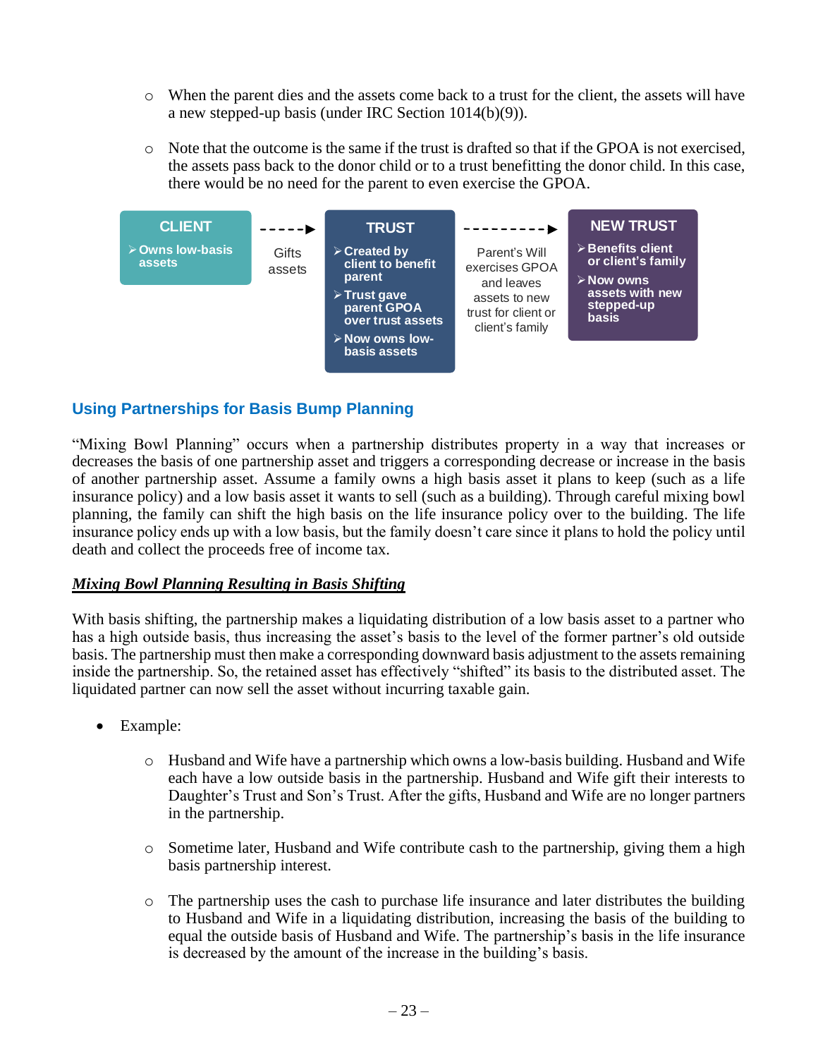- When the parent dies and the assets come back to a trust for the client, the assets will have a new stepped-up basis (under IRC Section 1014(b)(9)).
- Note that the outcome is the same if the trust is drafted so that if the GPOA is not exercised, the assets pass back to the donor child or to a trust benefitting the donor child. In this case, there would be no need for the parent to even exercise the GPOA.

**CLIENT**
- Owns low-basis assets

→ Gifts assets →

**TRUST**
- Created by client to benefit parent
- Trust gave parent GPOA over trust assets
- Now owns low-basis assets

→ Parent's Will exercises GPOA and leaves assets to new trust for client or client's family →

**NEW TRUST**
- Benefits client or client's family
- Now owns assets with new stepped-up basis

## Using Partnerships for Basis Bump Planning

"Mixing Bowl Planning" occurs when a partnership distributes property in a way that increases or decreases the basis of one partnership asset and triggers a corresponding decrease or increase in the basis of another partnership asset. Assume a family owns a high basis asset it plans to keep (such as a life insurance policy) and a low basis asset it wants to sell (such as a building). Through careful mixing bowl planning, the family can shift the high basis on the life insurance policy over to the building. The life insurance policy ends up with a low basis, but the family doesn't care since it plans to hold the policy until death and collect the proceeds free of income tax.

### ***Mixing Bowl Planning Resulting in Basis Shifting***

With basis shifting, the partnership makes a liquidating distribution of a low basis asset to a partner who has a high outside basis, thus increasing the asset's basis to the level of the former partner's old outside basis. The partnership must then make a corresponding downward basis adjustment to the assets remaining inside the partnership. So, the retained asset has effectively "shifted" its basis to the distributed asset. The liquidated partner can now sell the asset without incurring taxable gain.

- Example:
  - Husband and Wife have a partnership which owns a low-basis building. Husband and Wife each have a low outside basis in the partnership. Husband and Wife gift their interests to Daughter's Trust and Son's Trust. After the gifts, Husband and Wife are no longer partners in the partnership.
  - Sometime later, Husband and Wife contribute cash to the partnership, giving them a high basis partnership interest.
  - The partnership uses the cash to purchase life insurance and later distributes the building to Husband and Wife in a liquidating distribution, increasing the basis of the building to equal the outside basis of Husband and Wife. The partnership's basis in the life insurance is decreased by the amount of the increase in the building's basis.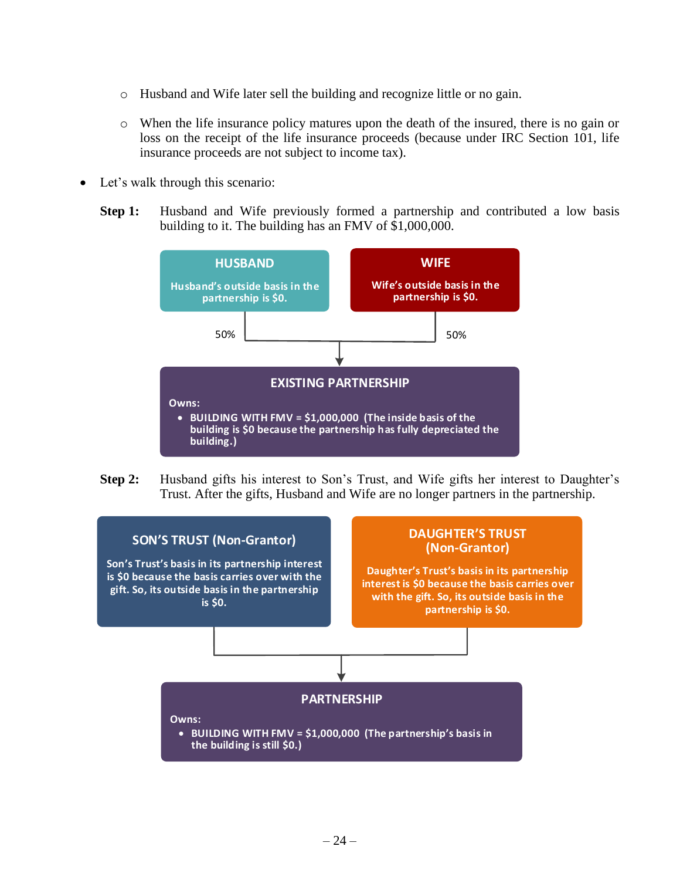- Husband and Wife later sell the building and recognize little or no gain.
- When the life insurance policy matures upon the death of the insured, there is no gain or loss on the receipt of the life insurance proceeds (because under IRC Section 101, life insurance proceeds are not subject to income tax).

- Let's walk through this scenario:

**Step 1:** Husband and Wife previously formed a partnership and contributed a low basis building to it. The building has an FMV of $1,000,000.

**HUSBAND**
Husband's outside basis in the partnership is $0.

**WIFE**
Wife's outside basis in the partnership is $0.

50% | 50%

**EXISTING PARTNERSHIP**

Owns:

- BUILDING WITH FMV = $1,000,000 (The inside basis of the building is $0 because the partnership has fully depreciated the building.)

**Step 2:** Husband gifts his interest to Son's Trust, and Wife gifts her interest to Daughter's Trust. After the gifts, Husband and Wife are no longer partners in the partnership.

**SON'S TRUST (Non-Grantor)**
Son's Trust's basis in its partnership interest is $0 because the basis carries over with the gift. So, its outside basis in the partnership is $0.

**DAUGHTER'S TRUST (Non-Grantor)**
Daughter's Trust's basis in its partnership interest is $0 because the basis carries over with the gift. So, its outside basis in the partnership is $0.

**PARTNERSHIP**

Owns:

- BUILDING WITH FMV = $1,000,000 (The partnership's basis in the building is still $0.)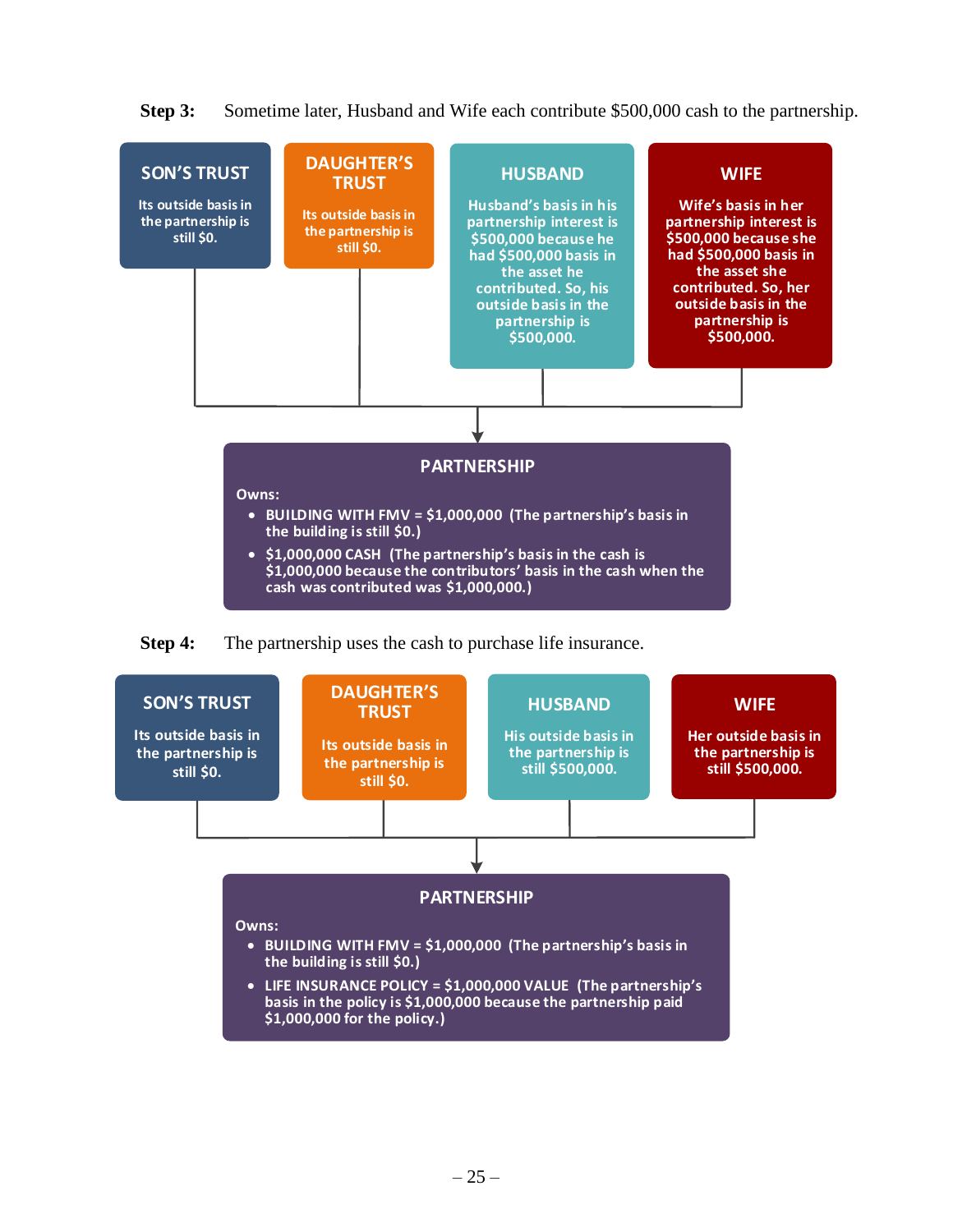**Step 3:** Sometime later, Husband and Wife each contribute $500,000 cash to the partnership.

**SON'S TRUST**

Its outside basis in the partnership is still $0.

**DAUGHTER'S TRUST**

Its outside basis in the partnership is still $0.

**HUSBAND**

Husband's basis in his partnership interest is $500,000 because he had $500,000 basis in the asset he contributed. So, his outside basis in the partnership is $500,000.

**WIFE**

Wife's basis in her partnership interest is $500,000 because she had $500,000 basis in the asset she contributed. So, her outside basis in the partnership is $500,000.

**PARTNERSHIP**

Owns:

- BUILDING WITH FMV = $1,000,000 (The partnership's basis in the building is still $0.)
- $1,000,000 CASH (The partnership's basis in the cash is $1,000,000 because the contributors' basis in the cash when the cash was contributed was $1,000,000.)

**Step 4:** The partnership uses the cash to purchase life insurance.

**SON'S TRUST**

Its outside basis in the partnership is still $0.

**DAUGHTER'S TRUST**

Its outside basis in the partnership is still $0.

**HUSBAND**

His outside basis in the partnership is still $500,000.

**WIFE**

Her outside basis in the partnership is still $500,000.

**PARTNERSHIP**

Owns:

- BUILDING WITH FMV = $1,000,000 (The partnership's basis in the building is still $0.)
- LIFE INSURANCE POLICY = $1,000,000 VALUE (The partnership's basis in the policy is $1,000,000 because the partnership paid $1,000,000 for the policy.)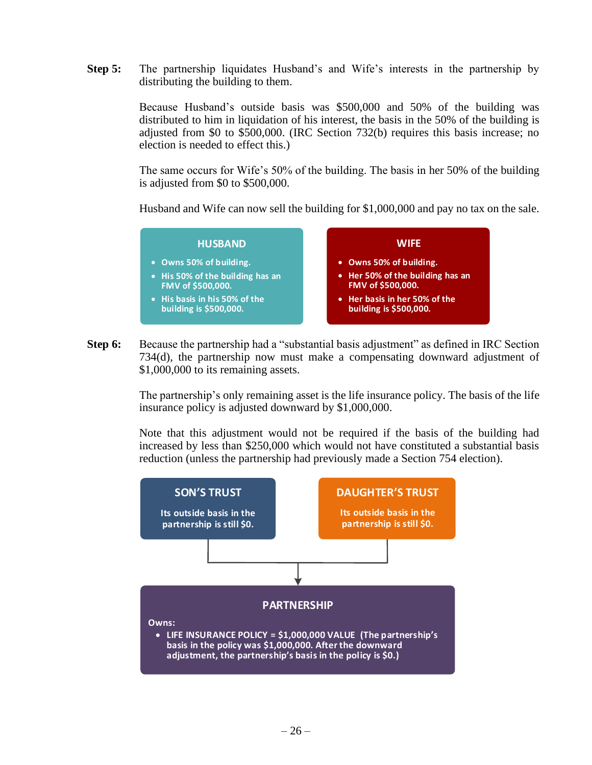**Step 5:** The partnership liquidates Husband's and Wife's interests in the partnership by distributing the building to them.

Because Husband's outside basis was $500,000 and 50% of the building was distributed to him in liquidation of his interest, the basis in the 50% of the building is adjusted from $0 to $500,000. (IRC Section 732(b) requires this basis increase; no election is needed to effect this.)

The same occurs for Wife's 50% of the building. The basis in her 50% of the building is adjusted from $0 to $500,000.

Husband and Wife can now sell the building for $1,000,000 and pay no tax on the sale.

**HUSBAND**

- Owns 50% of building.
- His 50% of the building has an FMV of $500,000.
- His basis in his 50% of the building is $500,000.

**WIFE**

- Owns 50% of building.
- Her 50% of the building has an FMV of $500,000.
- Her basis in her 50% of the building is $500,000.

**Step 6:** Because the partnership had a "substantial basis adjustment" as defined in IRC Section 734(d), the partnership now must make a compensating downward adjustment of $1,000,000 to its remaining assets.

The partnership's only remaining asset is the life insurance policy. The basis of the life insurance policy is adjusted downward by $1,000,000.

Note that this adjustment would not be required if the basis of the building had increased by less than $250,000 which would not have constituted a substantial basis reduction (unless the partnership had previously made a Section 754 election).

**SON'S TRUST**

Its outside basis in the partnership is still $0.

**DAUGHTER'S TRUST**

Its outside basis in the partnership is still $0.

**PARTNERSHIP**

Owns:

- LIFE INSURANCE POLICY = $1,000,000 VALUE (The partnership's basis in the policy was $1,000,000. After the downward adjustment, the partnership's basis in the policy is $0.)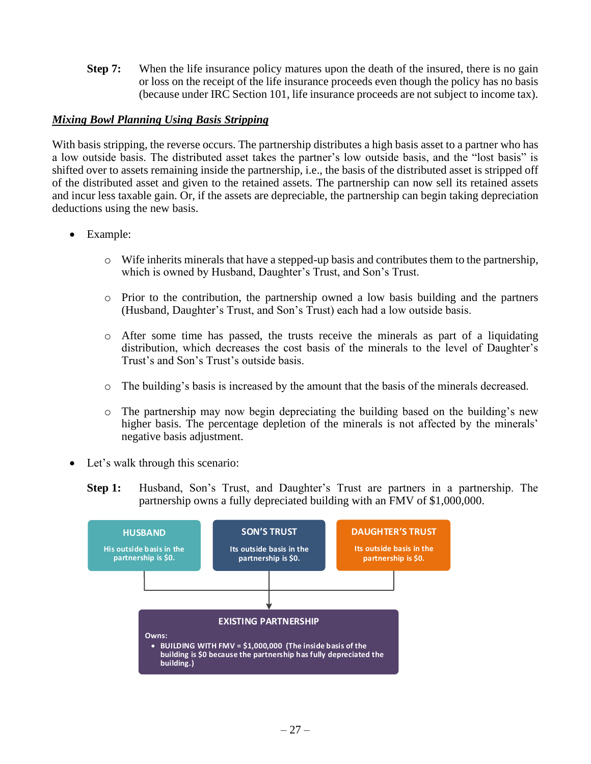**Step 7:** When the life insurance policy matures upon the death of the insured, there is no gain or loss on the receipt of the life insurance proceeds even though the policy has no basis (because under IRC Section 101, life insurance proceeds are not subject to income tax).

***Mixing Bowl Planning Using Basis Stripping***

With basis stripping, the reverse occurs. The partnership distributes a high basis asset to a partner who has a low outside basis. The distributed asset takes the partner's low outside basis, and the "lost basis" is shifted over to assets remaining inside the partnership, i.e., the basis of the distributed asset is stripped off of the distributed asset and given to the retained assets. The partnership can now sell its retained assets and incur less taxable gain. Or, if the assets are depreciable, the partnership can begin taking depreciation deductions using the new basis.

- Example:
  - Wife inherits minerals that have a stepped-up basis and contributes them to the partnership, which is owned by Husband, Daughter's Trust, and Son's Trust.
  - Prior to the contribution, the partnership owned a low basis building and the partners (Husband, Daughter's Trust, and Son's Trust) each had a low outside basis.
  - After some time has passed, the trusts receive the minerals as part of a liquidating distribution, which decreases the cost basis of the minerals to the level of Daughter's Trust's and Son's Trust's outside basis.
  - The building's basis is increased by the amount that the basis of the minerals decreased.
  - The partnership may now begin depreciating the building based on the building's new higher basis. The percentage depletion of the minerals is not affected by the minerals' negative basis adjustment.

- Let's walk through this scenario:

**Step 1:** Husband, Son's Trust, and Daughter's Trust are partners in a partnership. The partnership owns a fully depreciated building with an FMV of $1,000,000.

**HUSBAND**
His outside basis in the partnership is $0.

**SON'S TRUST**
Its outside basis in the partnership is $0.

**DAUGHTER'S TRUST**
Its outside basis in the partnership is $0.

**EXISTING PARTNERSHIP**

Owns:

- BUILDING WITH FMV = $1,000,000 (The inside basis of the building is $0 because the partnership has fully depreciated the building.)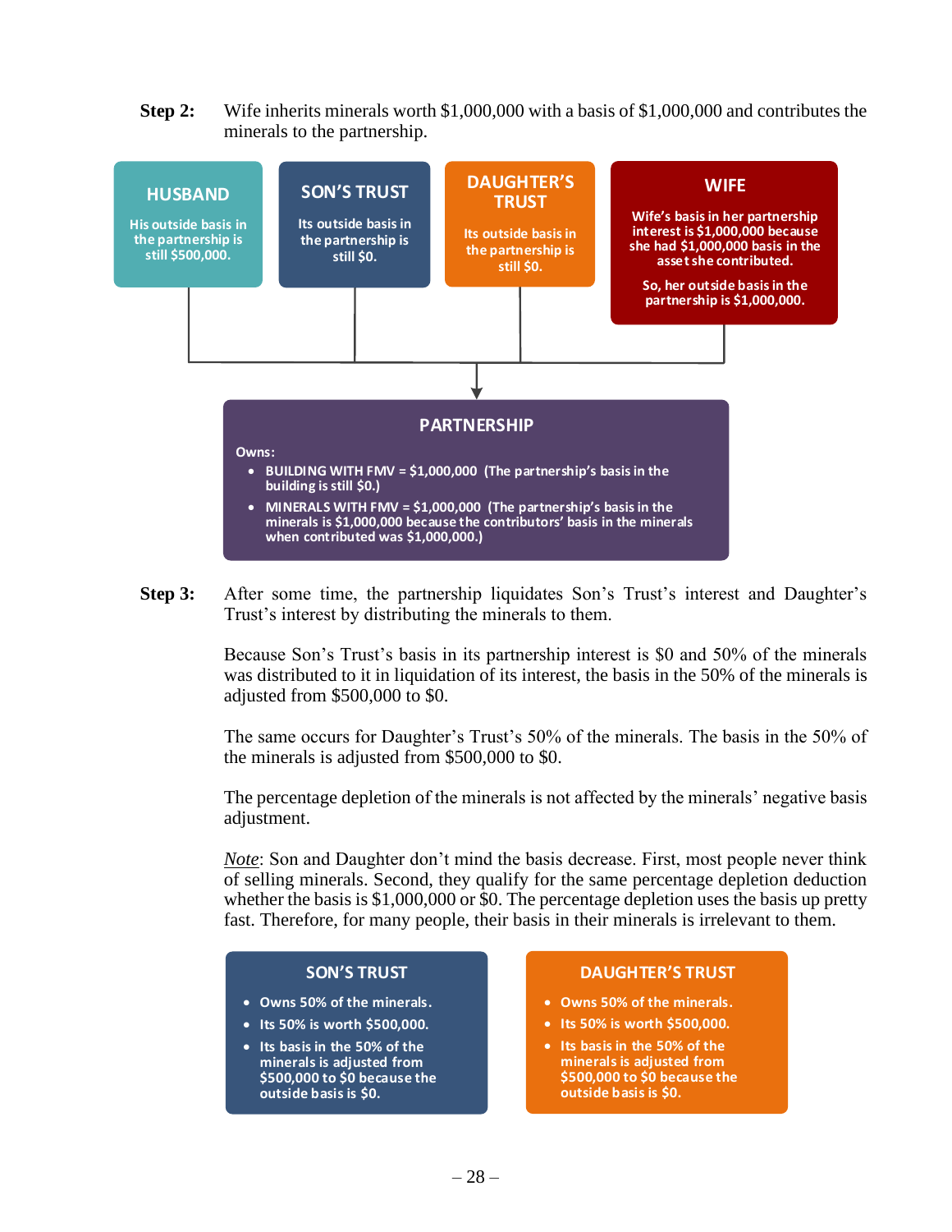**Step 2:** Wife inherits minerals worth $1,000,000 with a basis of $1,000,000 and contributes the minerals to the partnership.

**HUSBAND**

His outside basis in the partnership is still $500,000.

**SON'S TRUST**

Its outside basis in the partnership is still $0.

**DAUGHTER'S TRUST**

Its outside basis in the partnership is still $0.

**WIFE**

Wife's basis in her partnership interest is $1,000,000 because she had $1,000,000 basis in the asset she contributed.

So, her outside basis in the partnership is $1,000,000.

**PARTNERSHIP**

Owns:

- BUILDING WITH FMV = $1,000,000 (The partnership's basis in the building is still $0.)
- MINERALS WITH FMV = $1,000,000 (The partnership's basis in the minerals is $1,000,000 because the contributors' basis in the minerals when contributed was $1,000,000.)

**Step 3:** After some time, the partnership liquidates Son's Trust's interest and Daughter's Trust's interest by distributing the minerals to them.

Because Son's Trust's basis in its partnership interest is $0 and 50% of the minerals was distributed to it in liquidation of its interest, the basis in the 50% of the minerals is adjusted from $500,000 to $0.

The same occurs for Daughter's Trust's 50% of the minerals. The basis in the 50% of the minerals is adjusted from $500,000 to $0.

The percentage depletion of the minerals is not affected by the minerals' negative basis adjustment.

*Note*: Son and Daughter don't mind the basis decrease. First, most people never think of selling minerals. Second, they qualify for the same percentage depletion deduction whether the basis is $1,000,000 or $0. The percentage depletion uses the basis up pretty fast. Therefore, for many people, their basis in their minerals is irrelevant to them.

**SON'S TRUST**

- Owns 50% of the minerals.
- Its 50% is worth $500,000.
- Its basis in the 50% of the minerals is adjusted from $500,000 to $0 because the outside basis is $0.

**DAUGHTER'S TRUST**

- Owns 50% of the minerals.
- Its 50% is worth $500,000.
- Its basis in the 50% of the minerals is adjusted from $500,000 to $0 because the outside basis is $0.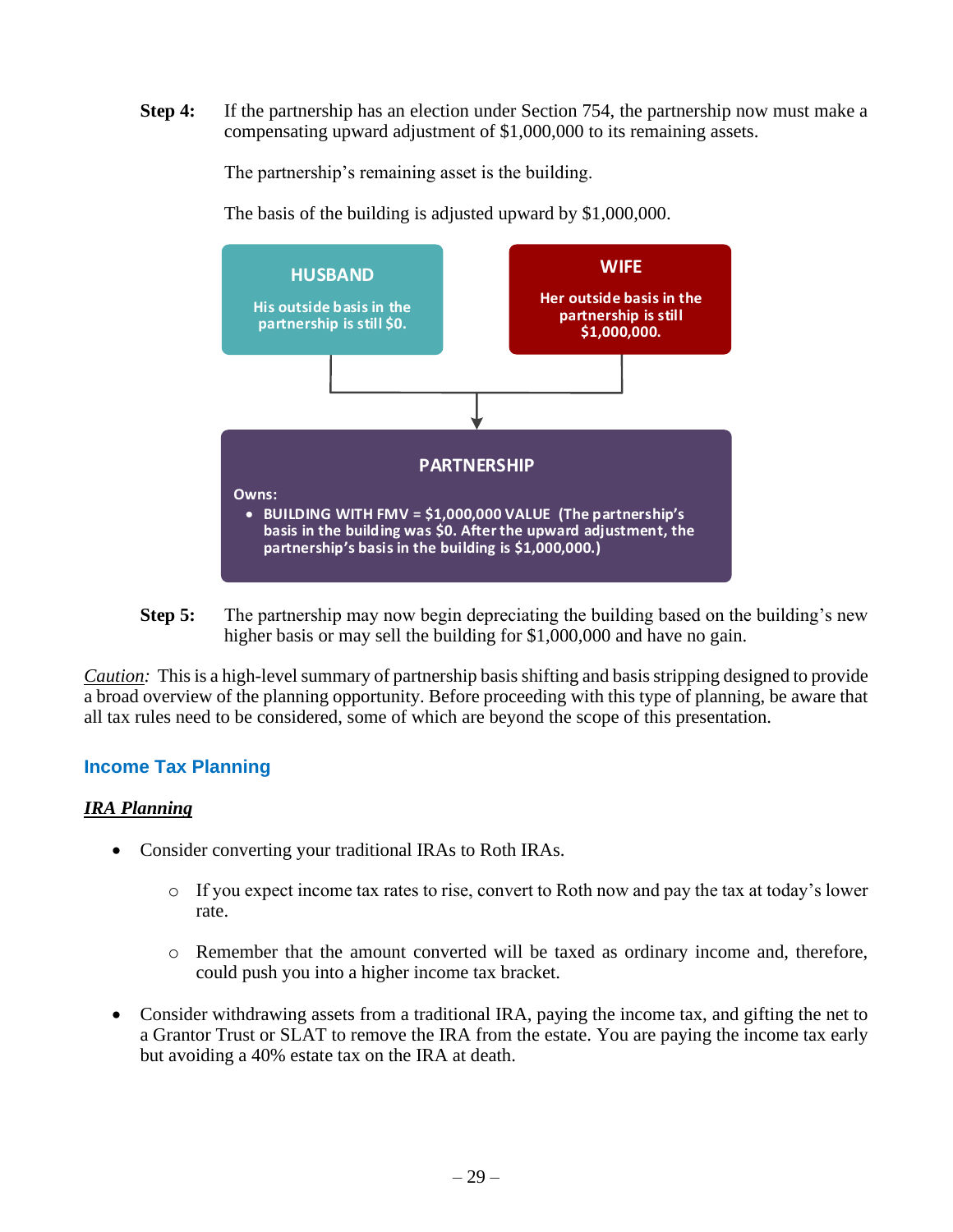**Step 4:** If the partnership has an election under Section 754, the partnership now must make a compensating upward adjustment of $1,000,000 to its remaining assets.

The partnership's remaining asset is the building.

The basis of the building is adjusted upward by $1,000,000.

**HUSBAND**

His outside basis in the partnership is still $0.

**WIFE**

Her outside basis in the partnership is still $1,000,000.

**PARTNERSHIP**

Owns:

- BUILDING WITH FMV = $1,000,000 VALUE (The partnership's basis in the building was $0. After the upward adjustment, the partnership's basis in the building is $1,000,000.)

**Step 5:** The partnership may now begin depreciating the building based on the building's new higher basis or may sell the building for $1,000,000 and have no gain.

*Caution:* This is a high-level summary of partnership basis shifting and basis stripping designed to provide a broad overview of the planning opportunity. Before proceeding with this type of planning, be aware that all tax rules need to be considered, some of which are beyond the scope of this presentation.

## Income Tax Planning

### ***IRA Planning***

- Consider converting your traditional IRAs to Roth IRAs.
  - If you expect income tax rates to rise, convert to Roth now and pay the tax at today's lower rate.
  - Remember that the amount converted will be taxed as ordinary income and, therefore, could push you into a higher income tax bracket.
- Consider withdrawing assets from a traditional IRA, paying the income tax, and gifting the net to a Grantor Trust or SLAT to remove the IRA from the estate. You are paying the income tax early but avoiding a 40% estate tax on the IRA at death.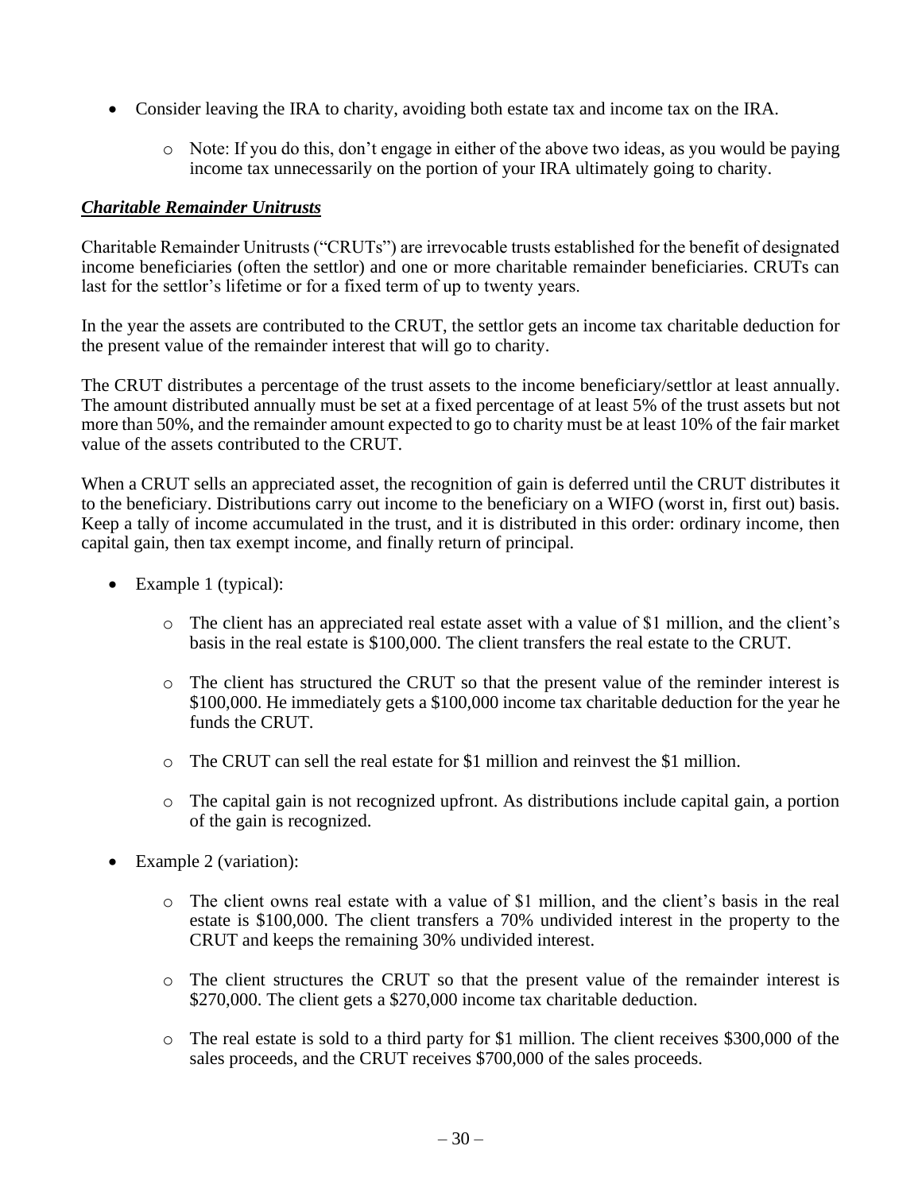- Consider leaving the IRA to charity, avoiding both estate tax and income tax on the IRA.
  - Note: If you do this, don't engage in either of the above two ideas, as you would be paying income tax unnecessarily on the portion of your IRA ultimately going to charity.

### ***Charitable Remainder Unitrusts***

Charitable Remainder Unitrusts ("CRUTs") are irrevocable trusts established for the benefit of designated income beneficiaries (often the settlor) and one or more charitable remainder beneficiaries. CRUTs can last for the settlor's lifetime or for a fixed term of up to twenty years.

In the year the assets are contributed to the CRUT, the settlor gets an income tax charitable deduction for the present value of the remainder interest that will go to charity.

The CRUT distributes a percentage of the trust assets to the income beneficiary/settlor at least annually. The amount distributed annually must be set at a fixed percentage of at least 5% of the trust assets but not more than 50%, and the remainder amount expected to go to charity must be at least 10% of the fair market value of the assets contributed to the CRUT.

When a CRUT sells an appreciated asset, the recognition of gain is deferred until the CRUT distributes it to the beneficiary. Distributions carry out income to the beneficiary on a WIFO (worst in, first out) basis. Keep a tally of income accumulated in the trust, and it is distributed in this order: ordinary income, then capital gain, then tax exempt income, and finally return of principal.

- Example 1 (typical):
  - The client has an appreciated real estate asset with a value of $1 million, and the client's basis in the real estate is $100,000. The client transfers the real estate to the CRUT.
  - The client has structured the CRUT so that the present value of the reminder interest is $100,000. He immediately gets a $100,000 income tax charitable deduction for the year he funds the CRUT.
  - The CRUT can sell the real estate for $1 million and reinvest the $1 million.
  - The capital gain is not recognized upfront. As distributions include capital gain, a portion of the gain is recognized.
- Example 2 (variation):
  - The client owns real estate with a value of $1 million, and the client's basis in the real estate is $100,000. The client transfers a 70% undivided interest in the property to the CRUT and keeps the remaining 30% undivided interest.
  - The client structures the CRUT so that the present value of the remainder interest is $270,000. The client gets a $270,000 income tax charitable deduction.
  - The real estate is sold to a third party for $1 million. The client receives $300,000 of the sales proceeds, and the CRUT receives $700,000 of the sales proceeds.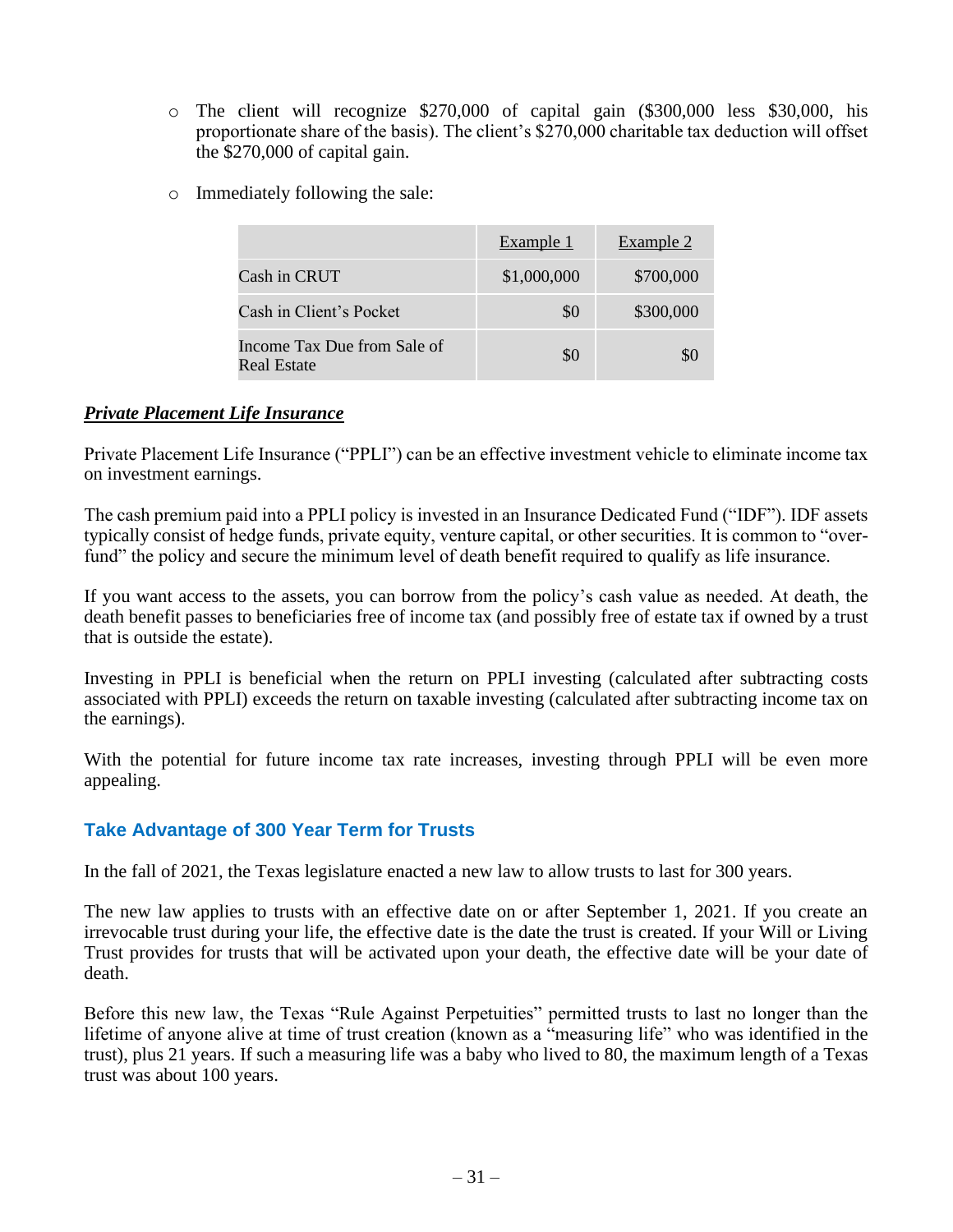- The client will recognize $270,000 of capital gain ($300,000 less $30,000, his proportionate share of the basis). The client's $270,000 charitable tax deduction will offset the $270,000 of capital gain.
- Immediately following the sale:

| | Example 1 | Example 2 |
| --- | --- | --- |
| Cash in CRUT | $1,000,000 | $700,000 |
| Cash in Client's Pocket | $0 | $300,000 |
| Income Tax Due from Sale of Real Estate | $0 | $0 |

***Private Placement Life Insurance***

Private Placement Life Insurance ("PPLI") can be an effective investment vehicle to eliminate income tax on investment earnings.

The cash premium paid into a PPLI policy is invested in an Insurance Dedicated Fund ("IDF"). IDF assets typically consist of hedge funds, private equity, venture capital, or other securities. It is common to "over-fund" the policy and secure the minimum level of death benefit required to qualify as life insurance.

If you want access to the assets, you can borrow from the policy's cash value as needed. At death, the death benefit passes to beneficiaries free of income tax (and possibly free of estate tax if owned by a trust that is outside the estate).

Investing in PPLI is beneficial when the return on PPLI investing (calculated after subtracting costs associated with PPLI) exceeds the return on taxable investing (calculated after subtracting income tax on the earnings).

With the potential for future income tax rate increases, investing through PPLI will be even more appealing.

## Take Advantage of 300 Year Term for Trusts

In the fall of 2021, the Texas legislature enacted a new law to allow trusts to last for 300 years.

The new law applies to trusts with an effective date on or after September 1, 2021. If you create an irrevocable trust during your life, the effective date is the date the trust is created. If your Will or Living Trust provides for trusts that will be activated upon your death, the effective date will be your date of death.

Before this new law, the Texas "Rule Against Perpetuities" permitted trusts to last no longer than the lifetime of anyone alive at time of trust creation (known as a "measuring life" who was identified in the trust), plus 21 years. If such a measuring life was a baby who lived to 80, the maximum length of a Texas trust was about 100 years.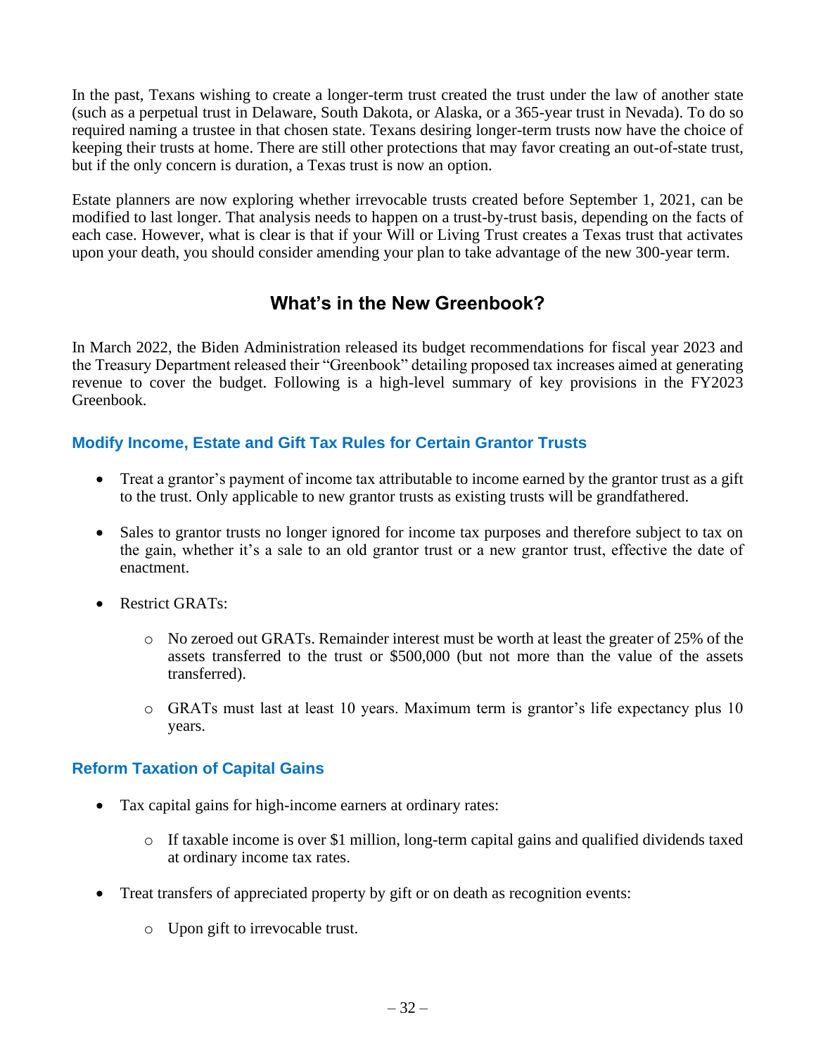In the past, Texans wishing to create a longer-term trust created the trust under the law of another state (such as a perpetual trust in Delaware, South Dakota, or Alaska, or a 365-year trust in Nevada). To do so required naming a trustee in that chosen state. Texans desiring longer-term trusts now have the choice of keeping their trusts at home. There are still other protections that may favor creating an out-of-state trust, but if the only concern is duration, a Texas trust is now an option.

Estate planners are now exploring whether irrevocable trusts created before September 1, 2021, can be modified to last longer. That analysis needs to happen on a trust-by-trust basis, depending on the facts of each case. However, what is clear is that if your Will or Living Trust creates a Texas trust that activates upon your death, you should consider amending your plan to take advantage of the new 300-year term.

## What's in the New Greenbook?

In March 2022, the Biden Administration released its budget recommendations for fiscal year 2023 and the Treasury Department released their "Greenbook" detailing proposed tax increases aimed at generating revenue to cover the budget. Following is a high-level summary of key provisions in the FY2023 Greenbook.

### Modify Income, Estate and Gift Tax Rules for Certain Grantor Trusts

- Treat a grantor's payment of income tax attributable to income earned by the grantor trust as a gift to the trust. Only applicable to new grantor trusts as existing trusts will be grandfathered.

- Sales to grantor trusts no longer ignored for income tax purposes and therefore subject to tax on the gain, whether it's a sale to an old grantor trust or a new grantor trust, effective the date of enactment.

- Restrict GRATs:

  - No zeroed out GRATs. Remainder interest must be worth at least the greater of 25% of the assets transferred to the trust or $500,000 (but not more than the value of the assets transferred).

  - GRATs must last at least 10 years. Maximum term is grantor's life expectancy plus 10 years.

### Reform Taxation of Capital Gains

- Tax capital gains for high-income earners at ordinary rates:

  - If taxable income is over $1 million, long-term capital gains and qualified dividends taxed at ordinary income tax rates.

- Treat transfers of appreciated property by gift or on death as recognition events:

  - Upon gift to irrevocable trust.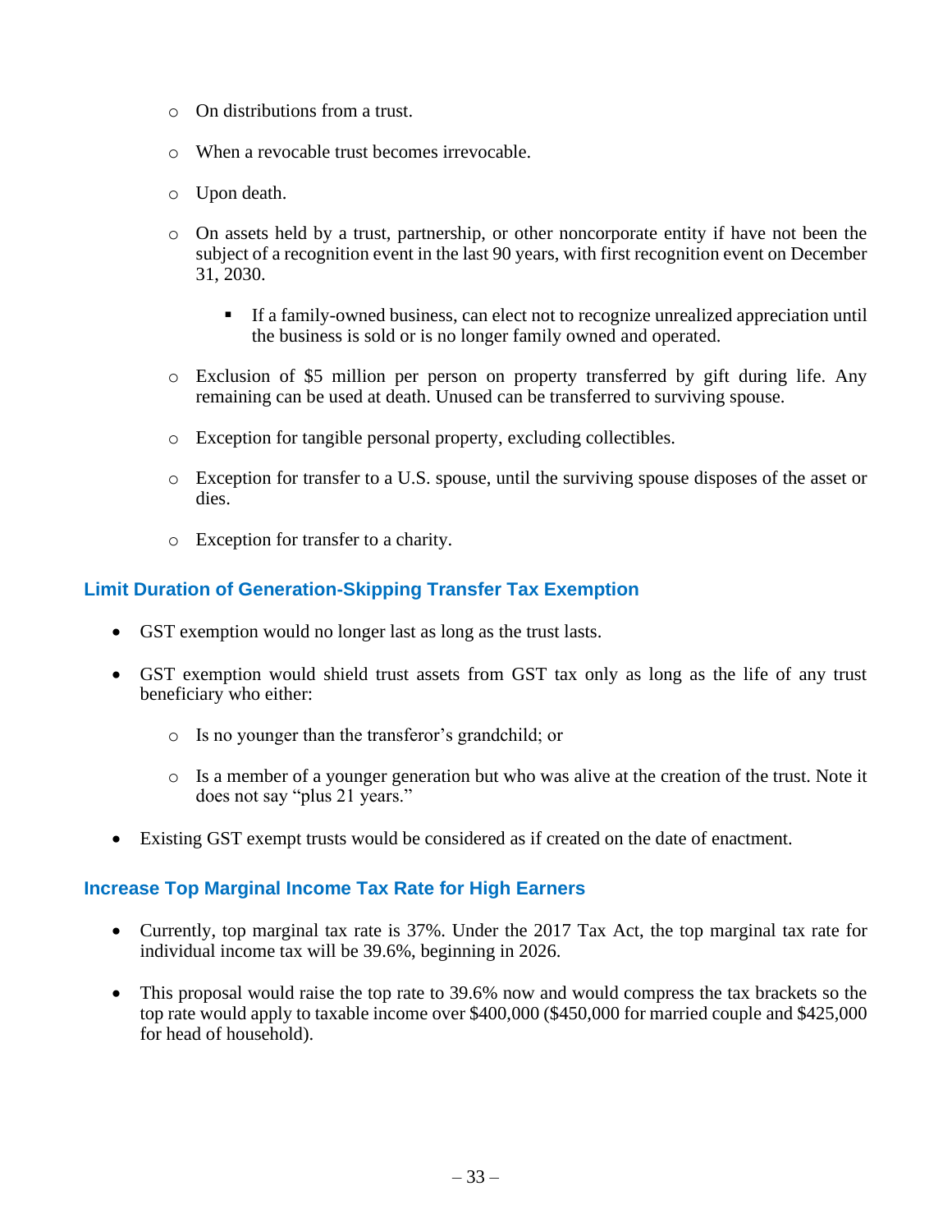- On distributions from a trust.

  - When a revocable trust becomes irrevocable.

  - Upon death.

  - On assets held by a trust, partnership, or other noncorporate entity if have not been the subject of a recognition event in the last 90 years, with first recognition event on December 31, 2030.

    - If a family-owned business, can elect not to recognize unrealized appreciation until the business is sold or is no longer family owned and operated.

  - Exclusion of $5 million per person on property transferred by gift during life. Any remaining can be used at death. Unused can be transferred to surviving spouse.

  - Exception for tangible personal property, excluding collectibles.

  - Exception for transfer to a U.S. spouse, until the surviving spouse disposes of the asset or dies.

  - Exception for transfer to a charity.

### Limit Duration of Generation-Skipping Transfer Tax Exemption

- GST exemption would no longer last as long as the trust lasts.

- GST exemption would shield trust assets from GST tax only as long as the life of any trust beneficiary who either:

  - Is no younger than the transferor's grandchild; or

  - Is a member of a younger generation but who was alive at the creation of the trust. Note it does not say "plus 21 years."

- Existing GST exempt trusts would be considered as if created on the date of enactment.

### Increase Top Marginal Income Tax Rate for High Earners

- Currently, top marginal tax rate is 37%. Under the 2017 Tax Act, the top marginal tax rate for individual income tax will be 39.6%, beginning in 2026.

- This proposal would raise the top rate to 39.6% now and would compress the tax brackets so the top rate would apply to taxable income over $400,000 ($450,000 for married couple and $425,000 for head of household).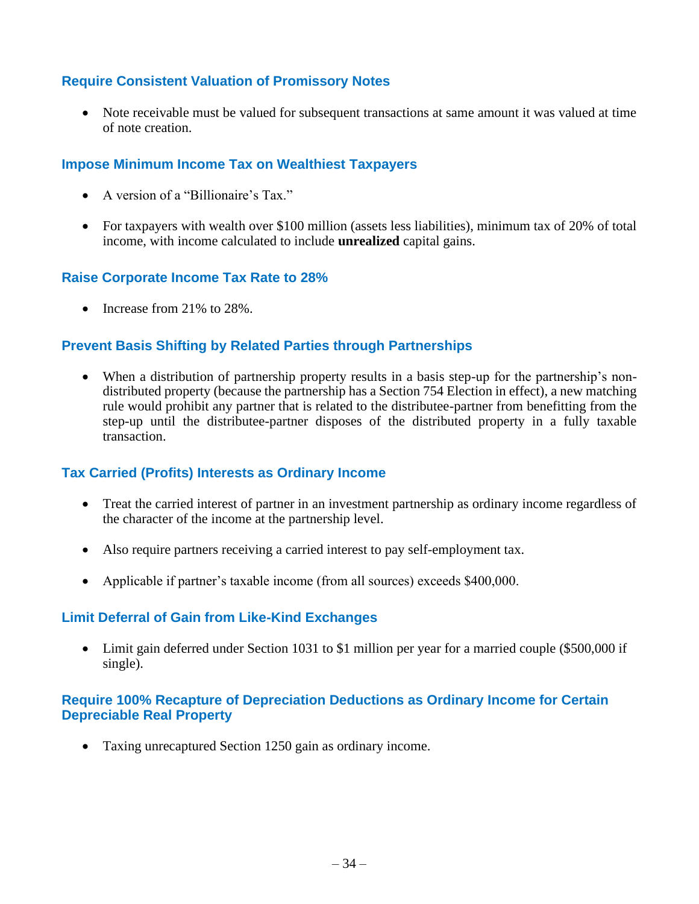### Require Consistent Valuation of Promissory Notes

- Note receivable must be valued for subsequent transactions at same amount it was valued at time of note creation.

### Impose Minimum Income Tax on Wealthiest Taxpayers

- A version of a “Billionaire’s Tax.”
- For taxpayers with wealth over $100 million (assets less liabilities), minimum tax of 20% of total income, with income calculated to include **unrealized** capital gains.

### Raise Corporate Income Tax Rate to 28%

- Increase from 21% to 28%.

### Prevent Basis Shifting by Related Parties through Partnerships

- When a distribution of partnership property results in a basis step-up for the partnership’s non-distributed property (because the partnership has a Section 754 Election in effect), a new matching rule would prohibit any partner that is related to the distributee-partner from benefitting from the step-up until the distributee-partner disposes of the distributed property in a fully taxable transaction.

### Tax Carried (Profits) Interests as Ordinary Income

- Treat the carried interest of partner in an investment partnership as ordinary income regardless of the character of the income at the partnership level.
- Also require partners receiving a carried interest to pay self-employment tax.
- Applicable if partner’s taxable income (from all sources) exceeds $400,000.

### Limit Deferral of Gain from Like-Kind Exchanges

- Limit gain deferred under Section 1031 to $1 million per year for a married couple ($500,000 if single).

### Require 100% Recapture of Depreciation Deductions as Ordinary Income for Certain Depreciable Real Property

- Taxing unrecaptured Section 1250 gain as ordinary income.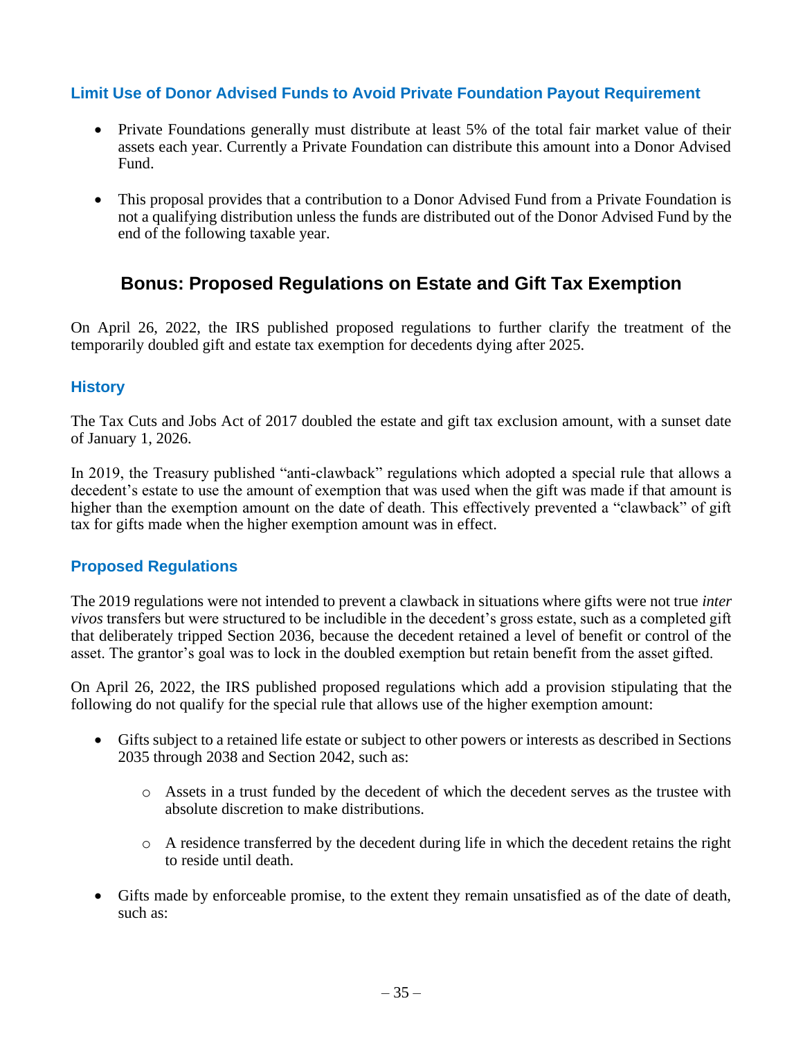### Limit Use of Donor Advised Funds to Avoid Private Foundation Payout Requirement

- Private Foundations generally must distribute at least 5% of the total fair market value of their assets each year. Currently a Private Foundation can distribute this amount into a Donor Advised Fund.
- This proposal provides that a contribution to a Donor Advised Fund from a Private Foundation is not a qualifying distribution unless the funds are distributed out of the Donor Advised Fund by the end of the following taxable year.

## Bonus: Proposed Regulations on Estate and Gift Tax Exemption

On April 26, 2022, the IRS published proposed regulations to further clarify the treatment of the temporarily doubled gift and estate tax exemption for decedents dying after 2025.

### History

The Tax Cuts and Jobs Act of 2017 doubled the estate and gift tax exclusion amount, with a sunset date of January 1, 2026.

In 2019, the Treasury published "anti-clawback" regulations which adopted a special rule that allows a decedent's estate to use the amount of exemption that was used when the gift was made if that amount is higher than the exemption amount on the date of death. This effectively prevented a "clawback" of gift tax for gifts made when the higher exemption amount was in effect.

### Proposed Regulations

The 2019 regulations were not intended to prevent a clawback in situations where gifts were not true *inter vivos* transfers but were structured to be includible in the decedent's gross estate, such as a completed gift that deliberately tripped Section 2036, because the decedent retained a level of benefit or control of the asset. The grantor's goal was to lock in the doubled exemption but retain benefit from the asset gifted.

On April 26, 2022, the IRS published proposed regulations which add a provision stipulating that the following do not qualify for the special rule that allows use of the higher exemption amount:

- Gifts subject to a retained life estate or subject to other powers or interests as described in Sections 2035 through 2038 and Section 2042, such as:
  - Assets in a trust funded by the decedent of which the decedent serves as the trustee with absolute discretion to make distributions.
  - A residence transferred by the decedent during life in which the decedent retains the right to reside until death.
- Gifts made by enforceable promise, to the extent they remain unsatisfied as of the date of death, such as: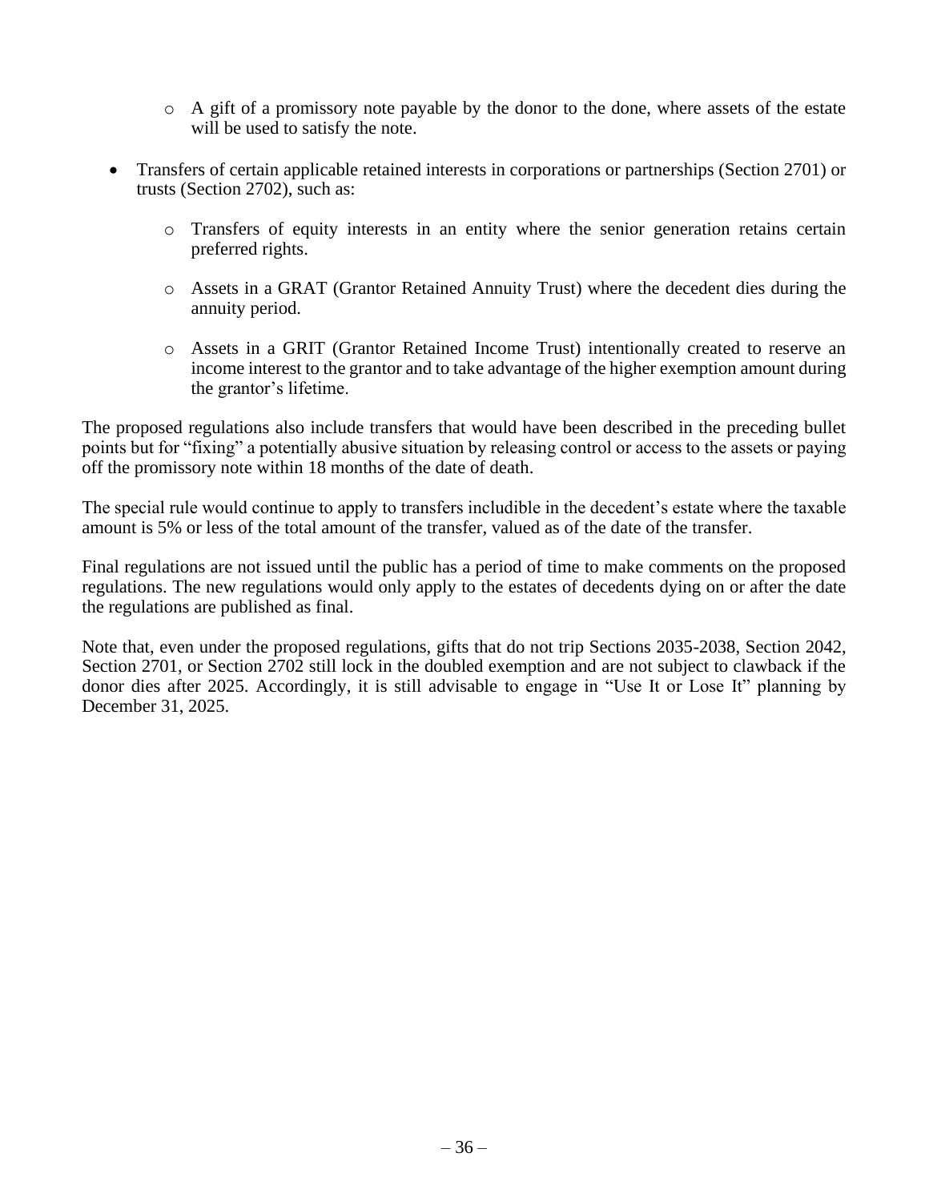- A gift of a promissory note payable by the donor to the done, where assets of the estate will be used to satisfy the note.

- Transfers of certain applicable retained interests in corporations or partnerships (Section 2701) or trusts (Section 2702), such as:

  - Transfers of equity interests in an entity where the senior generation retains certain preferred rights.

  - Assets in a GRAT (Grantor Retained Annuity Trust) where the decedent dies during the annuity period.

  - Assets in a GRIT (Grantor Retained Income Trust) intentionally created to reserve an income interest to the grantor and to take advantage of the higher exemption amount during the grantor's lifetime.

The proposed regulations also include transfers that would have been described in the preceding bullet points but for "fixing" a potentially abusive situation by releasing control or access to the assets or paying off the promissory note within 18 months of the date of death.

The special rule would continue to apply to transfers includible in the decedent's estate where the taxable amount is 5% or less of the total amount of the transfer, valued as of the date of the transfer.

Final regulations are not issued until the public has a period of time to make comments on the proposed regulations. The new regulations would only apply to the estates of decedents dying on or after the date the regulations are published as final.

Note that, even under the proposed regulations, gifts that do not trip Sections 2035-2038, Section 2042, Section 2701, or Section 2702 still lock in the doubled exemption and are not subject to clawback if the donor dies after 2025. Accordingly, it is still advisable to engage in "Use It or Lose It" planning by December 31, 2025.